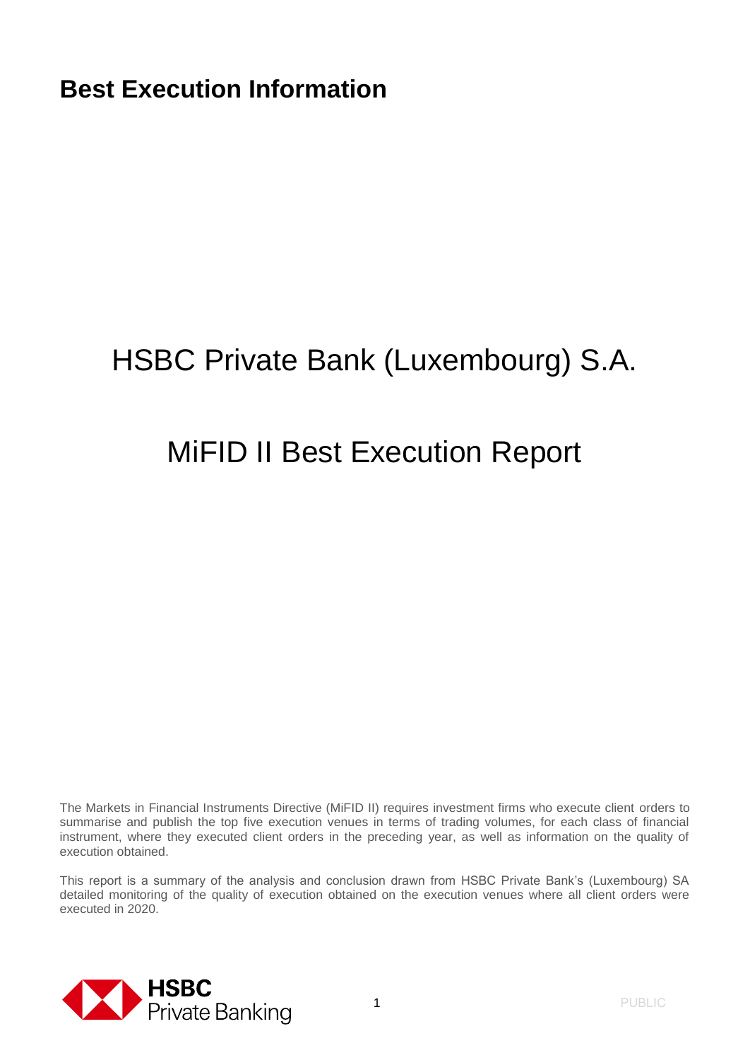# Best Execution Information

## HSBC Private Bank (Luxembourg) S.A.

## MiFID II Best Execution Report

The Markets in Financial Instruments Directive (MiFID II) requires investment firms who execute client orders to summarise and publish the top five execution venues in terms of trading volumes, for each class of financial instrument, where they executed client orders in the preceding year, as well as information on the quality of execution obtained.

This report is a summary of the analysis and conclusion drawn from HSBC Private Bank's (Luxembourg) SA detailed monitoring of the quality of execution obtained on the execution venues where all client orders were executed in 2020.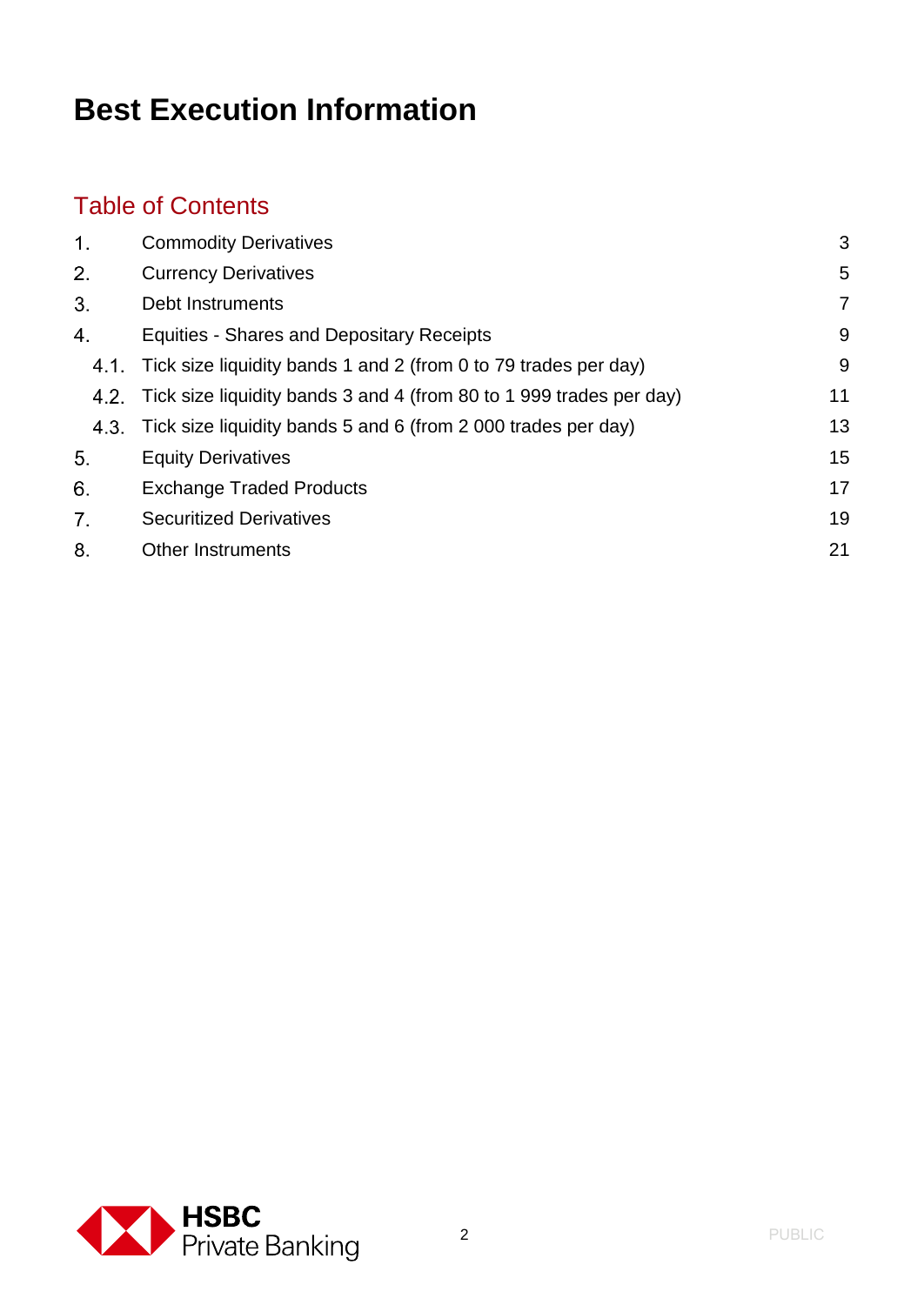# Best Execution Information

## Table of Contents

| | | |
|---|---|---|
| 1. | Commodity Derivatives | 3 |
| 2. | Currency Derivatives | 5 |
| 3. | Debt Instruments | 7 |
| 4. | Equities - Shares and Depositary Receipts | 9 |
| 4.1. | Tick size liquidity bands 1 and 2 (from 0 to 79 trades per day) | 9 |
| 4.2. | Tick size liquidity bands 3 and 4 (from 80 to 1 999 trades per day) | 11 |
| 4.3. | Tick size liquidity bands 5 and 6 (from 2 000 trades per day) | 13 |
| 5. | Equity Derivatives | 15 |
| 6. | Exchange Traded Products | 17 |
| 7. | Securitized Derivatives | 19 |
| 8. | Other Instruments | 21 |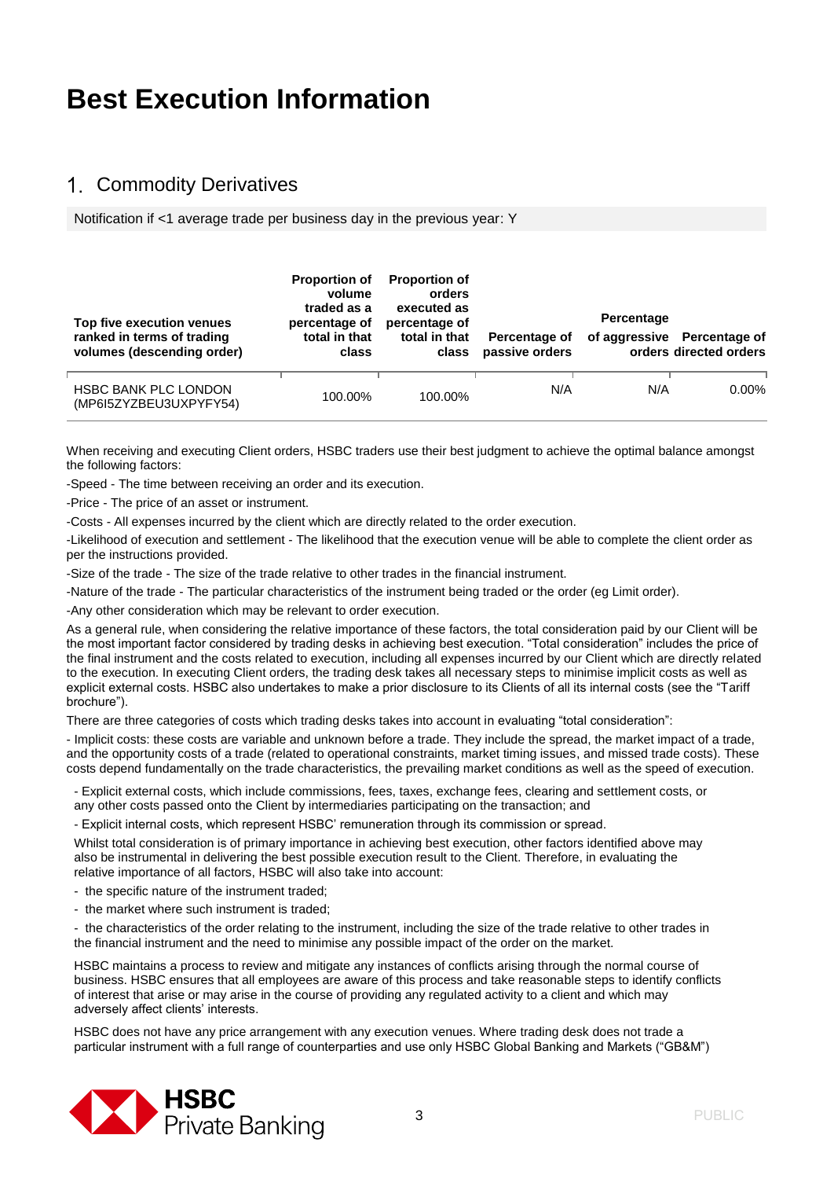# Best Execution Information

## 1. Commodity Derivatives

Notification if <1 average trade per business day in the previous year: Y

| Top five execution venues ranked in terms of trading volumes (descending order) | Proportion of volume traded as a percentage of total in that class | Proportion of orders executed as percentage of total in that class | Percentage of passive orders | Percentage of aggressive orders | Percentage of orders directed orders |
|---|---|---|---|---|---|
| HSBC BANK PLC LONDON (MP6I5ZYZBEU3UXPYFY54) | 100.00% | 100.00% | N/A | N/A | 0.00% |

When receiving and executing Client orders, HSBC traders use their best judgment to achieve the optimal balance amongst the following factors:

-Speed - The time between receiving an order and its execution.

-Price - The price of an asset or instrument.

-Costs - All expenses incurred by the client which are directly related to the order execution.

-Likelihood of execution and settlement - The likelihood that the execution venue will be able to complete the client order as per the instructions provided.

-Size of the trade - The size of the trade relative to other trades in the financial instrument.

-Nature of the trade - The particular characteristics of the instrument being traded or the order (eg Limit order).

-Any other consideration which may be relevant to order execution.

As a general rule, when considering the relative importance of these factors, the total consideration paid by our Client will be the most important factor considered by trading desks in achieving best execution. "Total consideration" includes the price of the final instrument and the costs related to execution, including all expenses incurred by our Client which are directly related to the execution. In executing Client orders, the trading desk takes all necessary steps to minimise implicit costs as well as explicit external costs. HSBC also undertakes to make a prior disclosure to its Clients of all its internal costs (see the "Tariff brochure").

There are three categories of costs which trading desks takes into account in evaluating "total consideration":

- Implicit costs: these costs are variable and unknown before a trade. They include the spread, the market impact of a trade, and the opportunity costs of a trade (related to operational constraints, market timing issues, and missed trade costs). These costs depend fundamentally on the trade characteristics, the prevailing market conditions as well as the speed of execution.

- Explicit external costs, which include commissions, fees, taxes, exchange fees, clearing and settlement costs, or any other costs passed onto the Client by intermediaries participating on the transaction; and

- Explicit internal costs, which represent HSBC' remuneration through its commission or spread.

Whilst total consideration is of primary importance in achieving best execution, other factors identified above may also be instrumental in delivering the best possible execution result to the Client. Therefore, in evaluating the relative importance of all factors, HSBC will also take into account:

- the specific nature of the instrument traded;
- the market where such instrument is traded;
- the characteristics of the order relating to the instrument, including the size of the trade relative to other trades in the financial instrument and the need to minimise any possible impact of the order on the market.

HSBC maintains a process to review and mitigate any instances of conflicts arising through the normal course of business. HSBC ensures that all employees are aware of this process and take reasonable steps to identify conflicts of interest that arise or may arise in the course of providing any regulated activity to a client and which may adversely affect clients' interests.

HSBC does not have any price arrangement with any execution venues. Where trading desk does not trade a particular instrument with a full range of counterparties and use only HSBC Global Banking and Markets ("GB&M")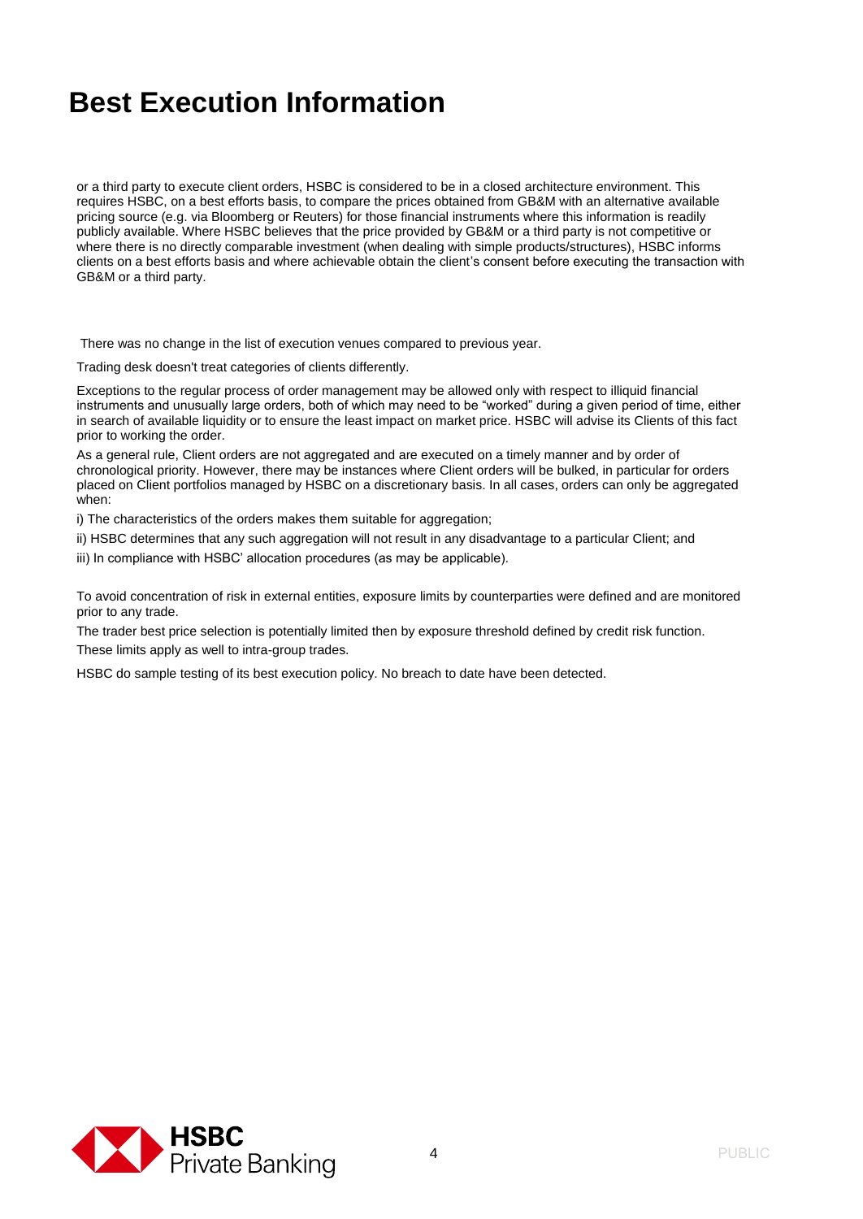# Best Execution Information

or a third party to execute client orders, HSBC is considered to be in a closed architecture environment. This requires HSBC, on a best efforts basis, to compare the prices obtained from GB&M with an alternative available pricing source (e.g. via Bloomberg or Reuters) for those financial instruments where this information is readily publicly available. Where HSBC believes that the price provided by GB&M or a third party is not competitive or where there is no directly comparable investment (when dealing with simple products/structures), HSBC informs clients on a best efforts basis and where achievable obtain the client's consent before executing the transaction with GB&M or a third party.

There was no change in the list of execution venues compared to previous year.

Trading desk doesn't treat categories of clients differently.

Exceptions to the regular process of order management may be allowed only with respect to illiquid financial instruments and unusually large orders, both of which may need to be "worked" during a given period of time, either in search of available liquidity or to ensure the least impact on market price. HSBC will advise its Clients of this fact prior to working the order.

As a general rule, Client orders are not aggregated and are executed on a timely manner and by order of chronological priority. However, there may be instances where Client orders will be bulked, in particular for orders placed on Client portfolios managed by HSBC on a discretionary basis. In all cases, orders can only be aggregated when:

i) The characteristics of the orders makes them suitable for aggregation;

ii) HSBC determines that any such aggregation will not result in any disadvantage to a particular Client; and

iii) In compliance with HSBC' allocation procedures (as may be applicable).

To avoid concentration of risk in external entities, exposure limits by counterparties were defined and are monitored prior to any trade.

The trader best price selection is potentially limited then by exposure threshold defined by credit risk function. These limits apply as well to intra-group trades.

HSBC do sample testing of its best execution policy. No breach to date have been detected.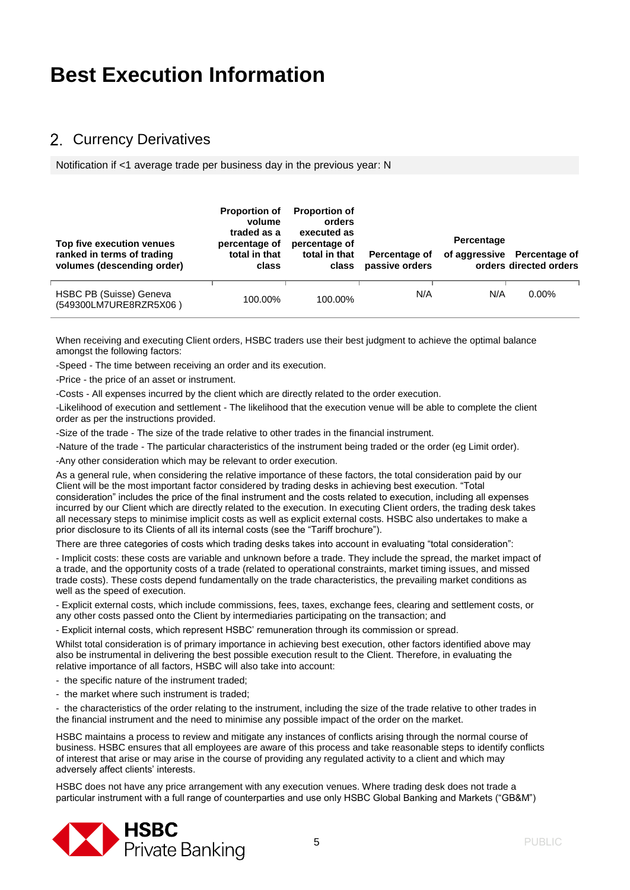# Best Execution Information

## 2. Currency Derivatives

Notification if <1 average trade per business day in the previous year: N

| Top five execution venues ranked in terms of trading volumes (descending order) | Proportion of volume traded as a percentage of total in that class | Proportion of orders executed as percentage of total in that class | Percentage of passive orders | Percentage of aggressive orders | Percentage of directed orders |
|---|---|---|---|---|---|
| HSBC PB (Suisse) Geneva (549300LM7URE8RZR5X06 ) | 100.00% | 100.00% | N/A | N/A | 0.00% |

When receiving and executing Client orders, HSBC traders use their best judgment to achieve the optimal balance amongst the following factors:

-Speed - The time between receiving an order and its execution.

-Price - the price of an asset or instrument.

-Costs - All expenses incurred by the client which are directly related to the order execution.

-Likelihood of execution and settlement - The likelihood that the execution venue will be able to complete the client order as per the instructions provided.

-Size of the trade - The size of the trade relative to other trades in the financial instrument.

-Nature of the trade - The particular characteristics of the instrument being traded or the order (eg Limit order).

-Any other consideration which may be relevant to order execution.

As a general rule, when considering the relative importance of these factors, the total consideration paid by our Client will be the most important factor considered by trading desks in achieving best execution. "Total consideration" includes the price of the final instrument and the costs related to execution, including all expenses incurred by our Client which are directly related to the execution. In executing Client orders, the trading desk takes all necessary steps to minimise implicit costs as well as explicit external costs. HSBC also undertakes to make a prior disclosure to its Clients of all its internal costs (see the "Tariff brochure").

There are three categories of costs which trading desks takes into account in evaluating "total consideration":

- Implicit costs: these costs are variable and unknown before a trade. They include the spread, the market impact of a trade, and the opportunity costs of a trade (related to operational constraints, market timing issues, and missed trade costs). These costs depend fundamentally on the trade characteristics, the prevailing market conditions as well as the speed of execution.

- Explicit external costs, which include commissions, fees, taxes, exchange fees, clearing and settlement costs, or any other costs passed onto the Client by intermediaries participating on the transaction; and

- Explicit internal costs, which represent HSBC' remuneration through its commission or spread.

Whilst total consideration is of primary importance in achieving best execution, other factors identified above may also be instrumental in delivering the best possible execution result to the Client. Therefore, in evaluating the relative importance of all factors, HSBC will also take into account:

- the specific nature of the instrument traded;
- the market where such instrument is traded;
- the characteristics of the order relating to the instrument, including the size of the trade relative to other trades in the financial instrument and the need to minimise any possible impact of the order on the market.

HSBC maintains a process to review and mitigate any instances of conflicts arising through the normal course of business. HSBC ensures that all employees are aware of this process and take reasonable steps to identify conflicts of interest that arise or may arise in the course of providing any regulated activity to a client and which may adversely affect clients' interests.

HSBC does not have any price arrangement with any execution venues. Where trading desk does not trade a particular instrument with a full range of counterparties and use only HSBC Global Banking and Markets ("GB&M")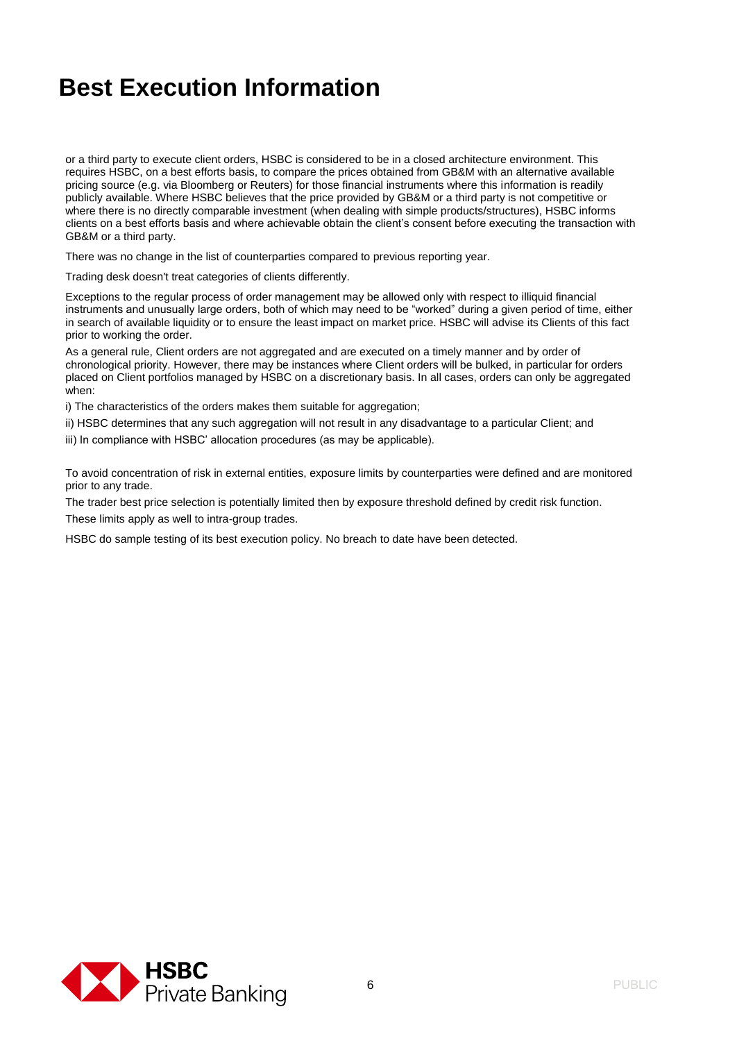# Best Execution Information

or a third party to execute client orders, HSBC is considered to be in a closed architecture environment. This requires HSBC, on a best efforts basis, to compare the prices obtained from GB&M with an alternative available pricing source (e.g. via Bloomberg or Reuters) for those financial instruments where this information is readily publicly available. Where HSBC believes that the price provided by GB&M or a third party is not competitive or where there is no directly comparable investment (when dealing with simple products/structures), HSBC informs clients on a best efforts basis and where achievable obtain the client's consent before executing the transaction with GB&M or a third party.

There was no change in the list of counterparties compared to previous reporting year.

Trading desk doesn't treat categories of clients differently.

Exceptions to the regular process of order management may be allowed only with respect to illiquid financial instruments and unusually large orders, both of which may need to be "worked" during a given period of time, either in search of available liquidity or to ensure the least impact on market price. HSBC will advise its Clients of this fact prior to working the order.

As a general rule, Client orders are not aggregated and are executed on a timely manner and by order of chronological priority. However, there may be instances where Client orders will be bulked, in particular for orders placed on Client portfolios managed by HSBC on a discretionary basis. In all cases, orders can only be aggregated when:

i) The characteristics of the orders makes them suitable for aggregation;

ii) HSBC determines that any such aggregation will not result in any disadvantage to a particular Client; and

iii) In compliance with HSBC' allocation procedures (as may be applicable).

To avoid concentration of risk in external entities, exposure limits by counterparties were defined and are monitored prior to any trade.

The trader best price selection is potentially limited then by exposure threshold defined by credit risk function.

These limits apply as well to intra-group trades.

HSBC do sample testing of its best execution policy. No breach to date have been detected.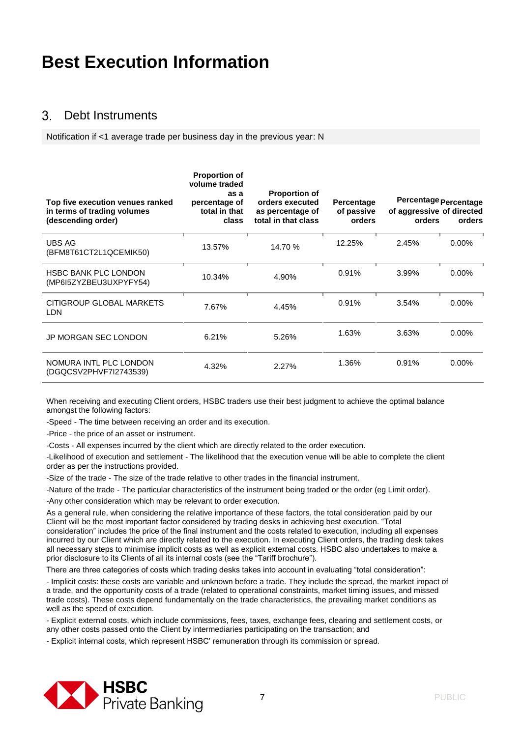# Best Execution Information

## 3. Debt Instruments

Notification if <1 average trade per business day in the previous year: N

| Top five execution venues ranked in terms of trading volumes (descending order) | Proportion of volume traded as a percentage of total in that class | Proportion of orders executed as percentage of total in that class | Percentage of passive orders | Percentage of aggressive orders | Percentage of directed orders |
|---|---|---|---|---|---|
| UBS AG (BFM8T61CT2L1QCEMIK50) | 13.57% | 14.70 % | 12.25% | 2.45% | 0.00% |
| HSBC BANK PLC LONDON (MP6I5ZYZBEU3UXPYFY54) | 10.34% | 4.90% | 0.91% | 3.99% | 0.00% |
| CITIGROUP GLOBAL MARKETS LDN | 7.67% | 4.45% | 0.91% | 3.54% | 0.00% |
| JP MORGAN SEC LONDON | 6.21% | 5.26% | 1.63% | 3.63% | 0.00% |
| NOMURA INTL PLC LONDON (DGQCSV2PHVF7I2743539) | 4.32% | 2.27% | 1.36% | 0.91% | 0.00% |

When receiving and executing Client orders, HSBC traders use their best judgment to achieve the optimal balance amongst the following factors:

-Speed - The time between receiving an order and its execution.

-Price - the price of an asset or instrument.

-Costs - All expenses incurred by the client which are directly related to the order execution.

-Likelihood of execution and settlement - The likelihood that the execution venue will be able to complete the client order as per the instructions provided.

-Size of the trade - The size of the trade relative to other trades in the financial instrument.

-Nature of the trade - The particular characteristics of the instrument being traded or the order (eg Limit order).

-Any other consideration which may be relevant to order execution.

As a general rule, when considering the relative importance of these factors, the total consideration paid by our Client will be the most important factor considered by trading desks in achieving best execution. "Total consideration" includes the price of the final instrument and the costs related to execution, including all expenses incurred by our Client which are directly related to the execution. In executing Client orders, the trading desk takes all necessary steps to minimise implicit costs as well as explicit external costs. HSBC also undertakes to make a prior disclosure to its Clients of all its internal costs (see the "Tariff brochure").

There are three categories of costs which trading desks takes into account in evaluating "total consideration":

- Implicit costs: these costs are variable and unknown before a trade. They include the spread, the market impact of a trade, and the opportunity costs of a trade (related to operational constraints, market timing issues, and missed trade costs). These costs depend fundamentally on the trade characteristics, the prevailing market conditions as well as the speed of execution.

- Explicit external costs, which include commissions, fees, taxes, exchange fees, clearing and settlement costs, or any other costs passed onto the Client by intermediaries participating on the transaction; and

- Explicit internal costs, which represent HSBC' remuneration through its commission or spread.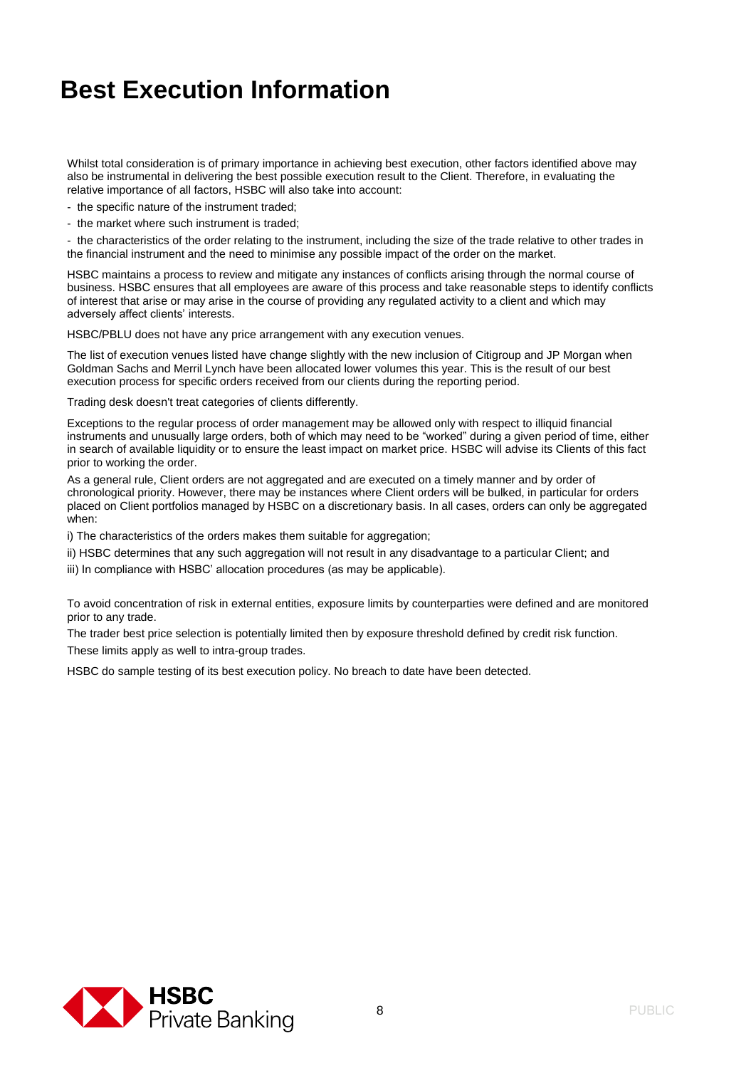# Best Execution Information

Whilst total consideration is of primary importance in achieving best execution, other factors identified above may also be instrumental in delivering the best possible execution result to the Client. Therefore, in evaluating the relative importance of all factors, HSBC will also take into account:

- the specific nature of the instrument traded;
- the market where such instrument is traded;
- the characteristics of the order relating to the instrument, including the size of the trade relative to other trades in the financial instrument and the need to minimise any possible impact of the order on the market.

HSBC maintains a process to review and mitigate any instances of conflicts arising through the normal course of business. HSBC ensures that all employees are aware of this process and take reasonable steps to identify conflicts of interest that arise or may arise in the course of providing any regulated activity to a client and which may adversely affect clients' interests.

HSBC/PBLU does not have any price arrangement with any execution venues.

The list of execution venues listed have change slightly with the new inclusion of Citigroup and JP Morgan when Goldman Sachs and Merril Lynch have been allocated lower volumes this year. This is the result of our best execution process for specific orders received from our clients during the reporting period.

Trading desk doesn't treat categories of clients differently.

Exceptions to the regular process of order management may be allowed only with respect to illiquid financial instruments and unusually large orders, both of which may need to be "worked" during a given period of time, either in search of available liquidity or to ensure the least impact on market price. HSBC will advise its Clients of this fact prior to working the order.

As a general rule, Client orders are not aggregated and are executed on a timely manner and by order of chronological priority. However, there may be instances where Client orders will be bulked, in particular for orders placed on Client portfolios managed by HSBC on a discretionary basis. In all cases, orders can only be aggregated when:

i) The characteristics of the orders makes them suitable for aggregation;

ii) HSBC determines that any such aggregation will not result in any disadvantage to a particular Client; and

iii) In compliance with HSBC' allocation procedures (as may be applicable).

To avoid concentration of risk in external entities, exposure limits by counterparties were defined and are monitored prior to any trade.

The trader best price selection is potentially limited then by exposure threshold defined by credit risk function.

These limits apply as well to intra-group trades.

HSBC do sample testing of its best execution policy. No breach to date have been detected.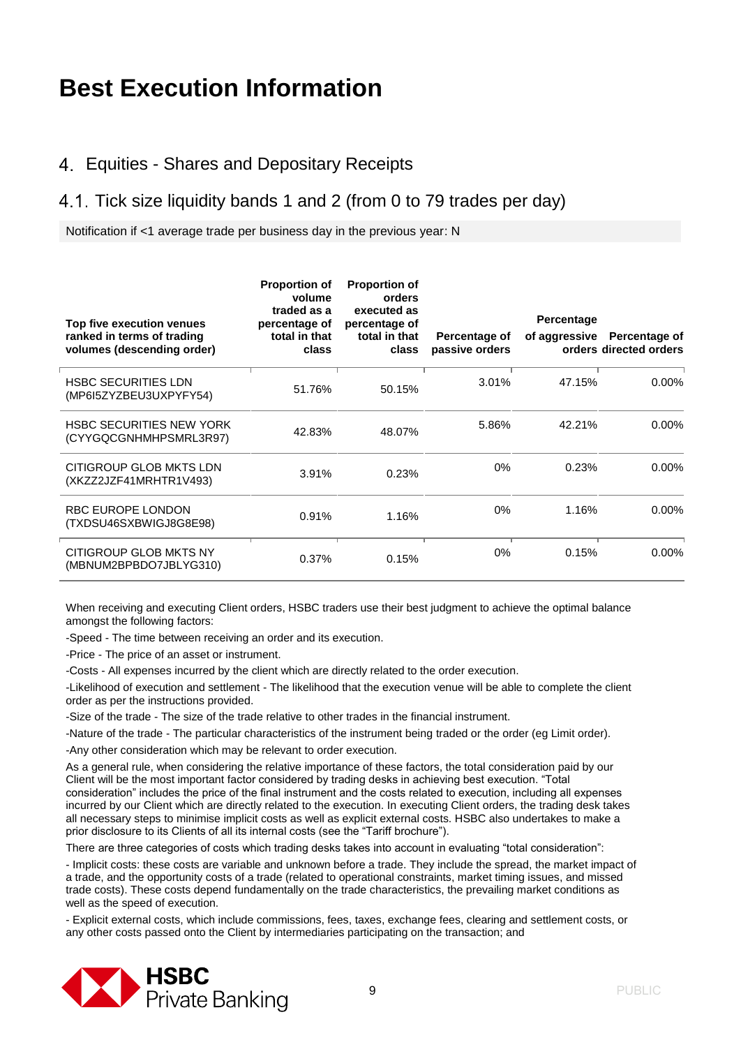# Best Execution Information

## 4. Equities - Shares and Depositary Receipts

### 4.1. Tick size liquidity bands 1 and 2 (from 0 to 79 trades per day)

Notification if <1 average trade per business day in the previous year: N

| Top five execution venues ranked in terms of trading volumes (descending order) | Proportion of volume traded as a percentage of total in that class | Proportion of orders executed as percentage of total in that class | Percentage of passive orders | Percentage of aggressive orders | Percentage of directed orders |
|---|---|---|---|---|---|
| HSBC SECURITIES LDN (MP6I5ZYZBEU3UXPYFY54) | 51.76% | 50.15% | 3.01% | 47.15% | 0.00% |
| HSBC SECURITIES NEW YORK (CYYGQCGNHMHPSMRL3R97) | 42.83% | 48.07% | 5.86% | 42.21% | 0.00% |
| CITIGROUP GLOB MKTS LDN (XKZZ2JZF41MRHTR1V493) | 3.91% | 0.23% | 0% | 0.23% | 0.00% |
| RBC EUROPE LONDON (TXDSU46SXBWIGJ8G8E98) | 0.91% | 1.16% | 0% | 1.16% | 0.00% |
| CITIGROUP GLOB MKTS NY (MBNUM2BPBDO7JBLYG310) | 0.37% | 0.15% | 0% | 0.15% | 0.00% |

When receiving and executing Client orders, HSBC traders use their best judgment to achieve the optimal balance amongst the following factors:

-Speed - The time between receiving an order and its execution.

-Price - The price of an asset or instrument.

-Costs - All expenses incurred by the client which are directly related to the order execution.

-Likelihood of execution and settlement - The likelihood that the execution venue will be able to complete the client order as per the instructions provided.

-Size of the trade - The size of the trade relative to other trades in the financial instrument.

-Nature of the trade - The particular characteristics of the instrument being traded or the order (eg Limit order).

-Any other consideration which may be relevant to order execution.

As a general rule, when considering the relative importance of these factors, the total consideration paid by our Client will be the most important factor considered by trading desks in achieving best execution. "Total consideration" includes the price of the final instrument and the costs related to execution, including all expenses incurred by our Client which are directly related to the execution. In executing Client orders, the trading desk takes all necessary steps to minimise implicit costs as well as explicit external costs. HSBC also undertakes to make a prior disclosure to its Clients of all its internal costs (see the "Tariff brochure").

There are three categories of costs which trading desks takes into account in evaluating "total consideration":

- Implicit costs: these costs are variable and unknown before a trade. They include the spread, the market impact of a trade, and the opportunity costs of a trade (related to operational constraints, market timing issues, and missed trade costs). These costs depend fundamentally on the trade characteristics, the prevailing market conditions as well as the speed of execution.

- Explicit external costs, which include commissions, fees, taxes, exchange fees, clearing and settlement costs, or any other costs passed onto the Client by intermediaries participating on the transaction; and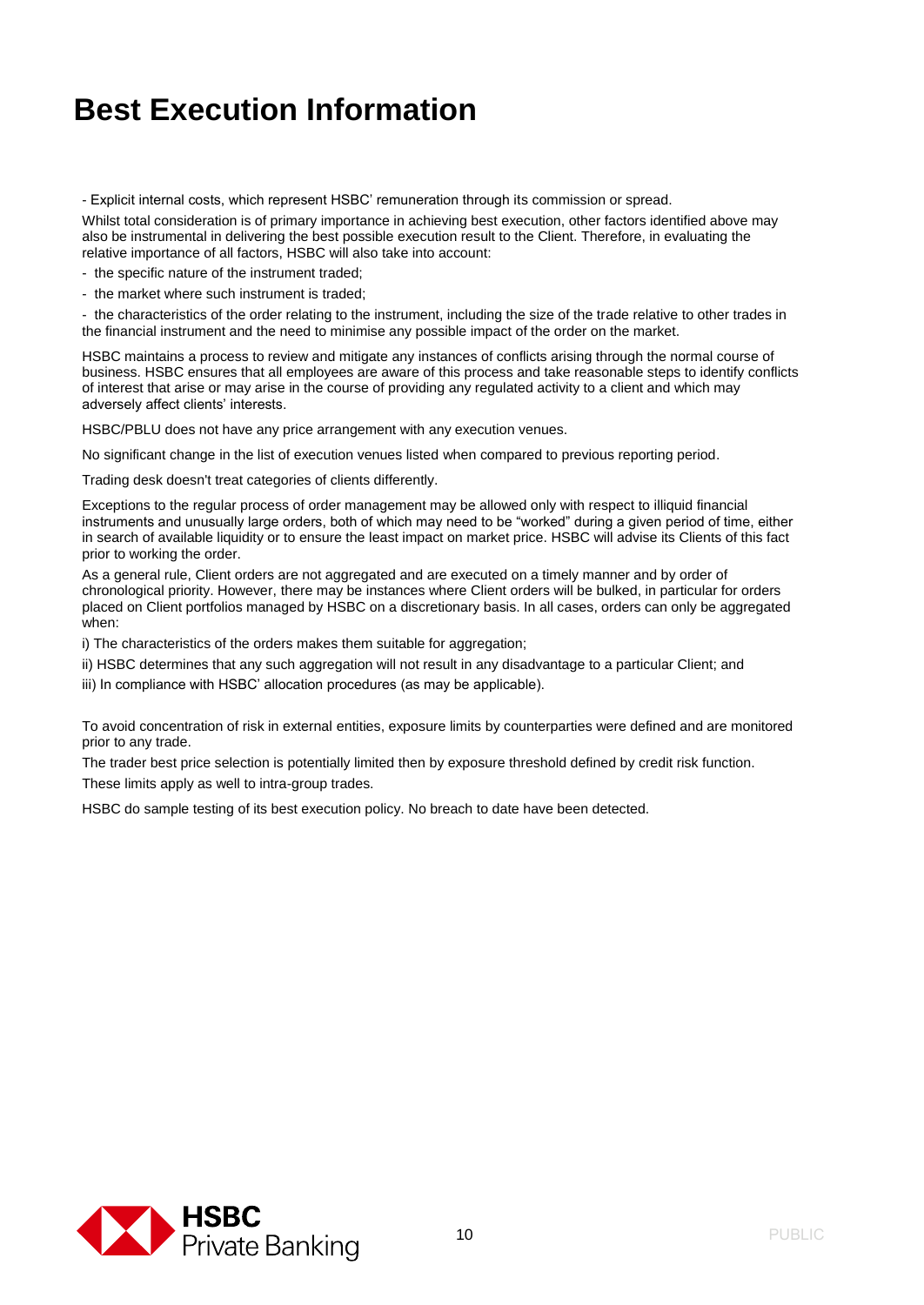# Best Execution Information

- Explicit internal costs, which represent HSBC' remuneration through its commission or spread.

Whilst total consideration is of primary importance in achieving best execution, other factors identified above may also be instrumental in delivering the best possible execution result to the Client. Therefore, in evaluating the relative importance of all factors, HSBC will also take into account:

- the specific nature of the instrument traded;
- the market where such instrument is traded;
- the characteristics of the order relating to the instrument, including the size of the trade relative to other trades in the financial instrument and the need to minimise any possible impact of the order on the market.

HSBC maintains a process to review and mitigate any instances of conflicts arising through the normal course of business. HSBC ensures that all employees are aware of this process and take reasonable steps to identify conflicts of interest that arise or may arise in the course of providing any regulated activity to a client and which may adversely affect clients' interests.

HSBC/PBLU does not have any price arrangement with any execution venues.

No significant change in the list of execution venues listed when compared to previous reporting period.

Trading desk doesn't treat categories of clients differently.

Exceptions to the regular process of order management may be allowed only with respect to illiquid financial instruments and unusually large orders, both of which may need to be "worked" during a given period of time, either in search of available liquidity or to ensure the least impact on market price. HSBC will advise its Clients of this fact prior to working the order.

As a general rule, Client orders are not aggregated and are executed on a timely manner and by order of chronological priority. However, there may be instances where Client orders will be bulked, in particular for orders placed on Client portfolios managed by HSBC on a discretionary basis. In all cases, orders can only be aggregated when:

i) The characteristics of the orders makes them suitable for aggregation;

ii) HSBC determines that any such aggregation will not result in any disadvantage to a particular Client; and

iii) In compliance with HSBC' allocation procedures (as may be applicable).

To avoid concentration of risk in external entities, exposure limits by counterparties were defined and are monitored prior to any trade.

The trader best price selection is potentially limited then by exposure threshold defined by credit risk function.

These limits apply as well to intra-group trades.

HSBC do sample testing of its best execution policy. No breach to date have been detected.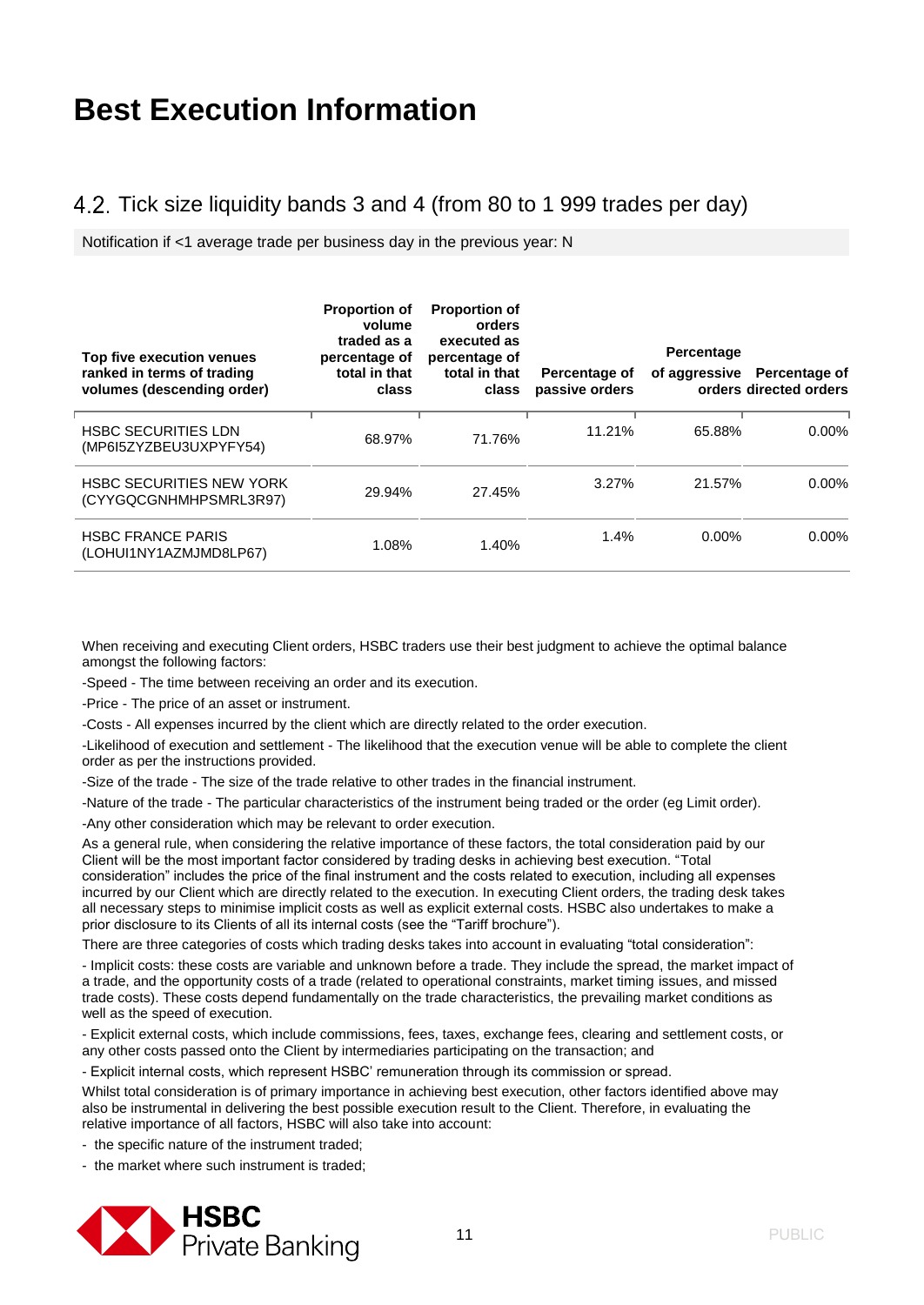# Best Execution Information

## 4.2. Tick size liquidity bands 3 and 4 (from 80 to 1 999 trades per day)

Notification if <1 average trade per business day in the previous year: N

| Top five execution venues ranked in terms of trading volumes (descending order) | Proportion of volume traded as a percentage of total in that class | Proportion of orders executed as percentage of total in that class | Percentage of passive orders | Percentage of aggressive orders | Percentage of directed orders |
|---|---|---|---|---|---|
| HSBC SECURITIES LDN (MP6I5ZYZBEU3UXPYFY54) | 68.97% | 71.76% | 11.21% | 65.88% | 0.00% |
| HSBC SECURITIES NEW YORK (CYYGQCGNHMHPSMRL3R97) | 29.94% | 27.45% | 3.27% | 21.57% | 0.00% |
| HSBC FRANCE PARIS (LOHUI1NY1AZMJMD8LP67) | 1.08% | 1.40% | 1.4% | 0.00% | 0.00% |

When receiving and executing Client orders, HSBC traders use their best judgment to achieve the optimal balance amongst the following factors:

-Speed - The time between receiving an order and its execution.

-Price - The price of an asset or instrument.

-Costs - All expenses incurred by the client which are directly related to the order execution.

-Likelihood of execution and settlement - The likelihood that the execution venue will be able to complete the client order as per the instructions provided.

-Size of the trade - The size of the trade relative to other trades in the financial instrument.

-Nature of the trade - The particular characteristics of the instrument being traded or the order (eg Limit order).

-Any other consideration which may be relevant to order execution.

As a general rule, when considering the relative importance of these factors, the total consideration paid by our Client will be the most important factor considered by trading desks in achieving best execution. "Total consideration" includes the price of the final instrument and the costs related to execution, including all expenses incurred by our Client which are directly related to the execution. In executing Client orders, the trading desk takes all necessary steps to minimise implicit costs as well as explicit external costs. HSBC also undertakes to make a prior disclosure to its Clients of all its internal costs (see the "Tariff brochure").

There are three categories of costs which trading desks takes into account in evaluating "total consideration":

- Implicit costs: these costs are variable and unknown before a trade. They include the spread, the market impact of a trade, and the opportunity costs of a trade (related to operational constraints, market timing issues, and missed trade costs). These costs depend fundamentally on the trade characteristics, the prevailing market conditions as well as the speed of execution.

- Explicit external costs, which include commissions, fees, taxes, exchange fees, clearing and settlement costs, or any other costs passed onto the Client by intermediaries participating on the transaction; and

- Explicit internal costs, which represent HSBC' remuneration through its commission or spread.

Whilst total consideration is of primary importance in achieving best execution, other factors identified above may also be instrumental in delivering the best possible execution result to the Client. Therefore, in evaluating the relative importance of all factors, HSBC will also take into account:

- the specific nature of the instrument traded;
- the market where such instrument is traded;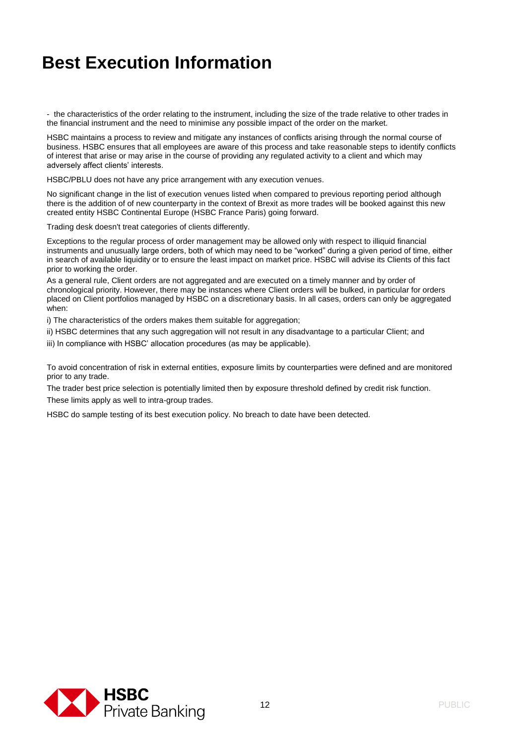# Best Execution Information

- the characteristics of the order relating to the instrument, including the size of the trade relative to other trades in the financial instrument and the need to minimise any possible impact of the order on the market.

HSBC maintains a process to review and mitigate any instances of conflicts arising through the normal course of business. HSBC ensures that all employees are aware of this process and take reasonable steps to identify conflicts of interest that arise or may arise in the course of providing any regulated activity to a client and which may adversely affect clients' interests.

HSBC/PBLU does not have any price arrangement with any execution venues.

No significant change in the list of execution venues listed when compared to previous reporting period although there is the addition of of new counterparty in the context of Brexit as more trades will be booked against this new created entity HSBC Continental Europe (HSBC France Paris) going forward.

Trading desk doesn't treat categories of clients differently.

Exceptions to the regular process of order management may be allowed only with respect to illiquid financial instruments and unusually large orders, both of which may need to be "worked" during a given period of time, either in search of available liquidity or to ensure the least impact on market price. HSBC will advise its Clients of this fact prior to working the order.

As a general rule, Client orders are not aggregated and are executed on a timely manner and by order of chronological priority. However, there may be instances where Client orders will be bulked, in particular for orders placed on Client portfolios managed by HSBC on a discretionary basis. In all cases, orders can only be aggregated when:

i) The characteristics of the orders makes them suitable for aggregation;

ii) HSBC determines that any such aggregation will not result in any disadvantage to a particular Client; and

iii) In compliance with HSBC' allocation procedures (as may be applicable).

To avoid concentration of risk in external entities, exposure limits by counterparties were defined and are monitored prior to any trade.

The trader best price selection is potentially limited then by exposure threshold defined by credit risk function.

These limits apply as well to intra-group trades.

HSBC do sample testing of its best execution policy. No breach to date have been detected.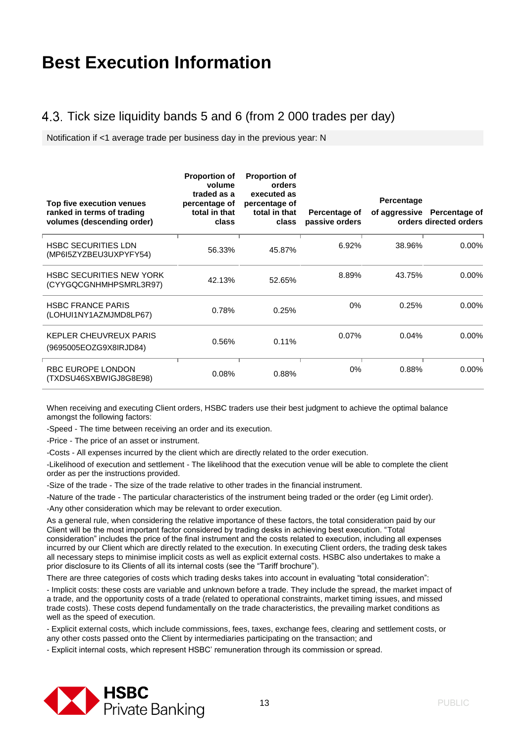# Best Execution Information

## 4.3. Tick size liquidity bands 5 and 6 (from 2 000 trades per day)

Notification if <1 average trade per business day in the previous year: N

| Top five execution venues ranked in terms of trading volumes (descending order) | Proportion of volume traded as a percentage of total in that class | Proportion of orders executed as percentage of total in that class | Percentage of passive orders | Percentage of aggressive orders | Percentage of directed orders |
|---|---|---|---|---|---|
| HSBC SECURITIES LDN (MP6I5ZYZBEU3UXPYFY54) | 56.33% | 45.87% | 6.92% | 38.96% | 0.00% |
| HSBC SECURITIES NEW YORK (CYYGQCGNHMHPSMRL3R97) | 42.13% | 52.65% | 8.89% | 43.75% | 0.00% |
| HSBC FRANCE PARIS (LOHUI1NY1AZMJMD8LP67) | 0.78% | 0.25% | 0% | 0.25% | 0.00% |
| KEPLER CHEUVREUX PARIS (9695005EOZG9X8IRJD84) | 0.56% | 0.11% | 0.07% | 0.04% | 0.00% |
| RBC EUROPE LONDON (TXDSU46SXBWIGJ8G8E98) | 0.08% | 0.88% | 0% | 0.88% | 0.00% |

When receiving and executing Client orders, HSBC traders use their best judgment to achieve the optimal balance amongst the following factors:

-Speed - The time between receiving an order and its execution.

-Price - The price of an asset or instrument.

-Costs - All expenses incurred by the client which are directly related to the order execution.

-Likelihood of execution and settlement - The likelihood that the execution venue will be able to complete the client order as per the instructions provided.

-Size of the trade - The size of the trade relative to other trades in the financial instrument.

-Nature of the trade - The particular characteristics of the instrument being traded or the order (eg Limit order).

-Any other consideration which may be relevant to order execution.

As a general rule, when considering the relative importance of these factors, the total consideration paid by our Client will be the most important factor considered by trading desks in achieving best execution. "Total consideration" includes the price of the final instrument and the costs related to execution, including all expenses incurred by our Client which are directly related to the execution. In executing Client orders, the trading desk takes all necessary steps to minimise implicit costs as well as explicit external costs. HSBC also undertakes to make a prior disclosure to its Clients of all its internal costs (see the "Tariff brochure").

There are three categories of costs which trading desks takes into account in evaluating "total consideration":

- Implicit costs: these costs are variable and unknown before a trade. They include the spread, the market impact of a trade, and the opportunity costs of a trade (related to operational constraints, market timing issues, and missed trade costs). These costs depend fundamentally on the trade characteristics, the prevailing market conditions as well as the speed of execution.

- Explicit external costs, which include commissions, fees, taxes, exchange fees, clearing and settlement costs, or any other costs passed onto the Client by intermediaries participating on the transaction; and

- Explicit internal costs, which represent HSBC' remuneration through its commission or spread.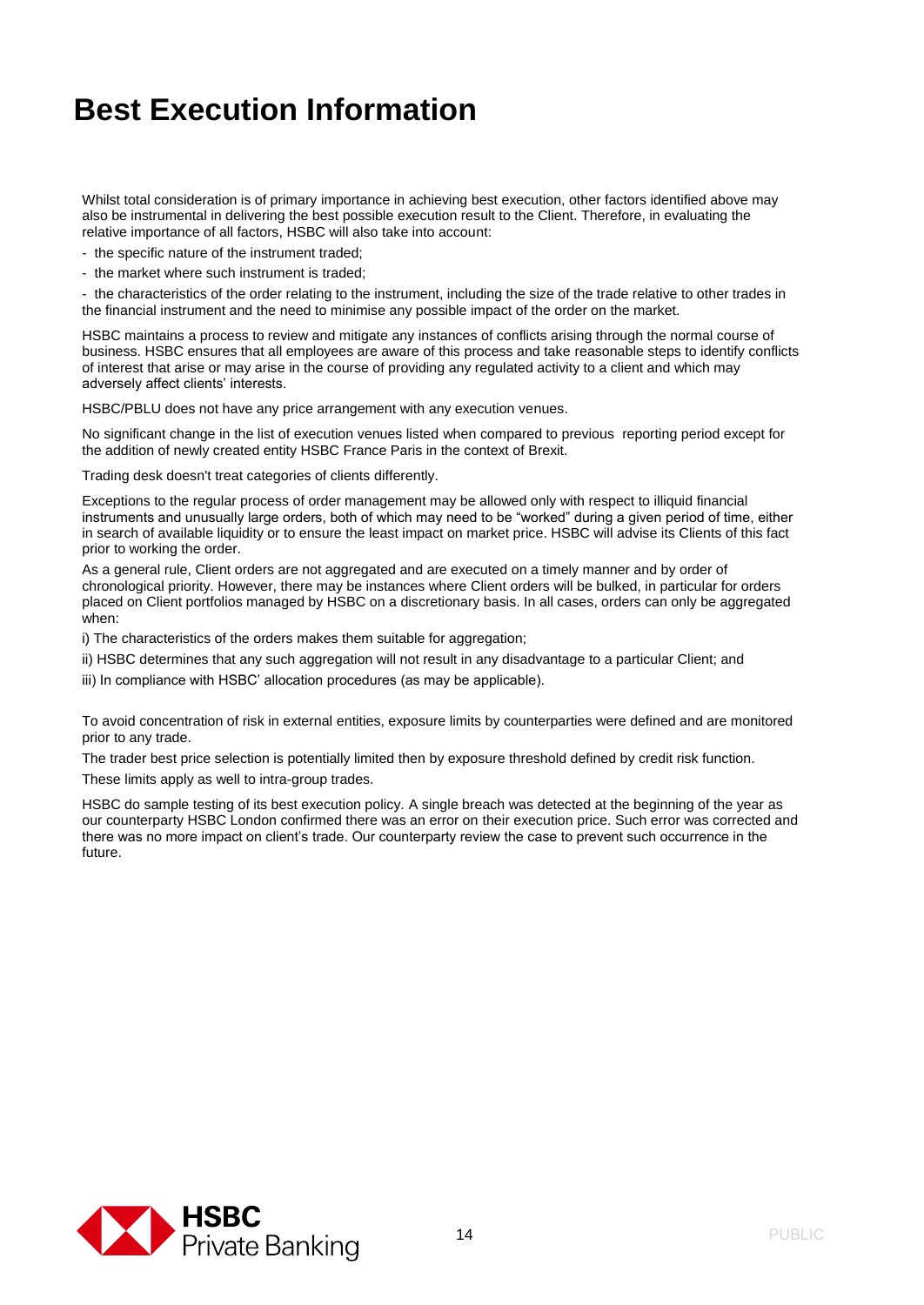# Best Execution Information

Whilst total consideration is of primary importance in achieving best execution, other factors identified above may also be instrumental in delivering the best possible execution result to the Client. Therefore, in evaluating the relative importance of all factors, HSBC will also take into account:

- the specific nature of the instrument traded;
- the market where such instrument is traded;
- the characteristics of the order relating to the instrument, including the size of the trade relative to other trades in the financial instrument and the need to minimise any possible impact of the order on the market.

HSBC maintains a process to review and mitigate any instances of conflicts arising through the normal course of business. HSBC ensures that all employees are aware of this process and take reasonable steps to identify conflicts of interest that arise or may arise in the course of providing any regulated activity to a client and which may adversely affect clients' interests.

HSBC/PBLU does not have any price arrangement with any execution venues.

No significant change in the list of execution venues listed when compared to previous reporting period except for the addition of newly created entity HSBC France Paris in the context of Brexit.

Trading desk doesn't treat categories of clients differently.

Exceptions to the regular process of order management may be allowed only with respect to illiquid financial instruments and unusually large orders, both of which may need to be "worked" during a given period of time, either in search of available liquidity or to ensure the least impact on market price. HSBC will advise its Clients of this fact prior to working the order.

As a general rule, Client orders are not aggregated and are executed on a timely manner and by order of chronological priority. However, there may be instances where Client orders will be bulked, in particular for orders placed on Client portfolios managed by HSBC on a discretionary basis. In all cases, orders can only be aggregated when:

i) The characteristics of the orders makes them suitable for aggregation;

ii) HSBC determines that any such aggregation will not result in any disadvantage to a particular Client; and

iii) In compliance with HSBC' allocation procedures (as may be applicable).

To avoid concentration of risk in external entities, exposure limits by counterparties were defined and are monitored prior to any trade.

The trader best price selection is potentially limited then by exposure threshold defined by credit risk function.

These limits apply as well to intra-group trades.

HSBC do sample testing of its best execution policy. A single breach was detected at the beginning of the year as our counterparty HSBC London confirmed there was an error on their execution price. Such error was corrected and there was no more impact on client's trade. Our counterparty review the case to prevent such occurrence in the future.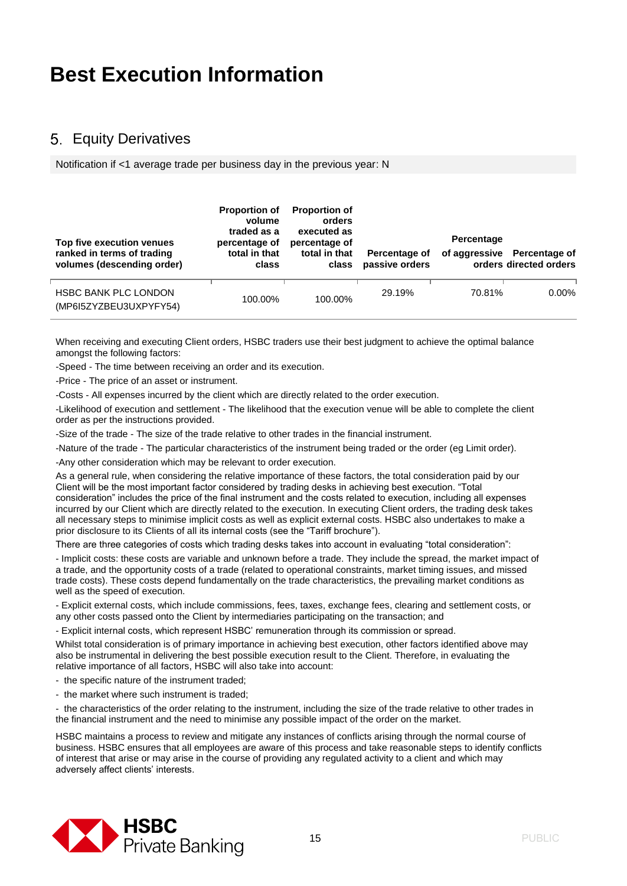# Best Execution Information

## 5. Equity Derivatives

Notification if <1 average trade per business day in the previous year: N

| Top five execution venues ranked in terms of trading volumes (descending order) | Proportion of volume traded as a percentage of total in that class | Proportion of orders executed as percentage of total in that class | Percentage of passive orders | Percentage of aggressive orders | Percentage of directed orders |
|---|---|---|---|---|---|
| HSBC BANK PLC LONDON (MP6I5ZYZBEU3UXPYFY54) | 100.00% | 100.00% | 29.19% | 70.81% | 0.00% |

When receiving and executing Client orders, HSBC traders use their best judgment to achieve the optimal balance amongst the following factors:

-Speed - The time between receiving an order and its execution.

-Price - The price of an asset or instrument.

-Costs - All expenses incurred by the client which are directly related to the order execution.

-Likelihood of execution and settlement - The likelihood that the execution venue will be able to complete the client order as per the instructions provided.

-Size of the trade - The size of the trade relative to other trades in the financial instrument.

-Nature of the trade - The particular characteristics of the instrument being traded or the order (eg Limit order).

-Any other consideration which may be relevant to order execution.

As a general rule, when considering the relative importance of these factors, the total consideration paid by our Client will be the most important factor considered by trading desks in achieving best execution. "Total consideration" includes the price of the final instrument and the costs related to execution, including all expenses incurred by our Client which are directly related to the execution. In executing Client orders, the trading desk takes all necessary steps to minimise implicit costs as well as explicit external costs. HSBC also undertakes to make a prior disclosure to its Clients of all its internal costs (see the "Tariff brochure").

There are three categories of costs which trading desks takes into account in evaluating "total consideration":

- Implicit costs: these costs are variable and unknown before a trade. They include the spread, the market impact of a trade, and the opportunity costs of a trade (related to operational constraints, market timing issues, and missed trade costs). These costs depend fundamentally on the trade characteristics, the prevailing market conditions as well as the speed of execution.

- Explicit external costs, which include commissions, fees, taxes, exchange fees, clearing and settlement costs, or any other costs passed onto the Client by intermediaries participating on the transaction; and

- Explicit internal costs, which represent HSBC' remuneration through its commission or spread.

Whilst total consideration is of primary importance in achieving best execution, other factors identified above may also be instrumental in delivering the best possible execution result to the Client. Therefore, in evaluating the relative importance of all factors, HSBC will also take into account:

- the specific nature of the instrument traded;
- the market where such instrument is traded;
- the characteristics of the order relating to the instrument, including the size of the trade relative to other trades in the financial instrument and the need to minimise any possible impact of the order on the market.

HSBC maintains a process to review and mitigate any instances of conflicts arising through the normal course of business. HSBC ensures that all employees are aware of this process and take reasonable steps to identify conflicts of interest that arise or may arise in the course of providing any regulated activity to a client and which may adversely affect clients' interests.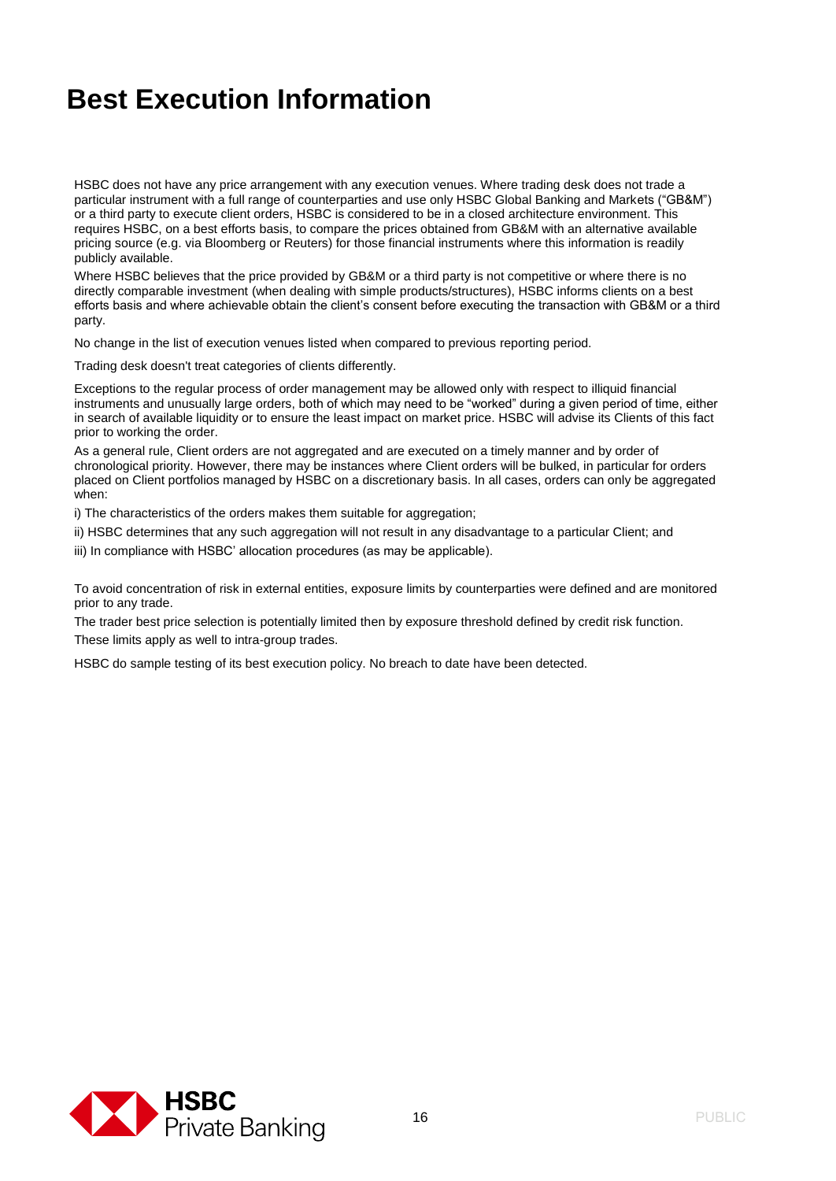# Best Execution Information

HSBC does not have any price arrangement with any execution venues. Where trading desk does not trade a particular instrument with a full range of counterparties and use only HSBC Global Banking and Markets ("GB&M") or a third party to execute client orders, HSBC is considered to be in a closed architecture environment. This requires HSBC, on a best efforts basis, to compare the prices obtained from GB&M with an alternative available pricing source (e.g. via Bloomberg or Reuters) for those financial instruments where this information is readily publicly available.

Where HSBC believes that the price provided by GB&M or a third party is not competitive or where there is no directly comparable investment (when dealing with simple products/structures), HSBC informs clients on a best efforts basis and where achievable obtain the client's consent before executing the transaction with GB&M or a third party.

No change in the list of execution venues listed when compared to previous reporting period.

Trading desk doesn't treat categories of clients differently.

Exceptions to the regular process of order management may be allowed only with respect to illiquid financial instruments and unusually large orders, both of which may need to be "worked" during a given period of time, either in search of available liquidity or to ensure the least impact on market price. HSBC will advise its Clients of this fact prior to working the order.

As a general rule, Client orders are not aggregated and are executed on a timely manner and by order of chronological priority. However, there may be instances where Client orders will be bulked, in particular for orders placed on Client portfolios managed by HSBC on a discretionary basis. In all cases, orders can only be aggregated when:

i) The characteristics of the orders makes them suitable for aggregation;

ii) HSBC determines that any such aggregation will not result in any disadvantage to a particular Client; and

iii) In compliance with HSBC' allocation procedures (as may be applicable).

To avoid concentration of risk in external entities, exposure limits by counterparties were defined and are monitored prior to any trade.

The trader best price selection is potentially limited then by exposure threshold defined by credit risk function.

These limits apply as well to intra-group trades.

HSBC do sample testing of its best execution policy. No breach to date have been detected.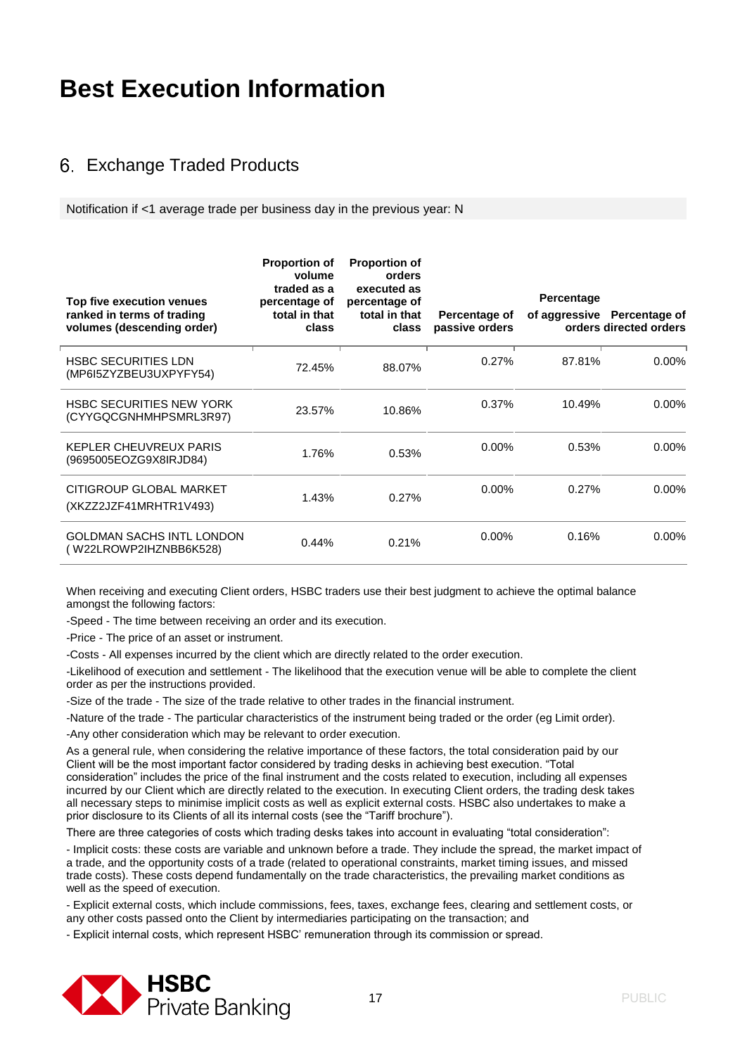# Best Execution Information

## 6. Exchange Traded Products

Notification if <1 average trade per business day in the previous year: N

| Top five execution venues ranked in terms of trading volumes (descending order) | Proportion of volume traded as a percentage of total in that class | Proportion of orders executed as percentage of total in that class | Percentage of passive orders | Percentage of aggressive orders | Percentage of directed orders |
|---|---|---|---|---|---|
| HSBC SECURITIES LDN (MP6I5ZYZBEU3UXPYFY54) | 72.45% | 88.07% | 0.27% | 87.81% | 0.00% |
| HSBC SECURITIES NEW YORK (CYYGQCGNHMHPSMRL3R97) | 23.57% | 10.86% | 0.37% | 10.49% | 0.00% |
| KEPLER CHEUVREUX PARIS (9695005EOZG9X8IRJD84) | 1.76% | 0.53% | 0.00% | 0.53% | 0.00% |
| CITIGROUP GLOBAL MARKET (XKZZ2JZF41MRHTR1V493) | 1.43% | 0.27% | 0.00% | 0.27% | 0.00% |
| GOLDMAN SACHS INTL LONDON ( W22LROWP2IHZNBB6K528) | 0.44% | 0.21% | 0.00% | 0.16% | 0.00% |

When receiving and executing Client orders, HSBC traders use their best judgment to achieve the optimal balance amongst the following factors:

-Speed - The time between receiving an order and its execution.

-Price - The price of an asset or instrument.

-Costs - All expenses incurred by the client which are directly related to the order execution.

-Likelihood of execution and settlement - The likelihood that the execution venue will be able to complete the client order as per the instructions provided.

-Size of the trade - The size of the trade relative to other trades in the financial instrument.

-Nature of the trade - The particular characteristics of the instrument being traded or the order (eg Limit order).

-Any other consideration which may be relevant to order execution.

As a general rule, when considering the relative importance of these factors, the total consideration paid by our Client will be the most important factor considered by trading desks in achieving best execution. “Total consideration” includes the price of the final instrument and the costs related to execution, including all expenses incurred by our Client which are directly related to the execution. In executing Client orders, the trading desk takes all necessary steps to minimise implicit costs as well as explicit external costs. HSBC also undertakes to make a prior disclosure to its Clients of all its internal costs (see the “Tariff brochure”).

There are three categories of costs which trading desks takes into account in evaluating “total consideration”:

- Implicit costs: these costs are variable and unknown before a trade. They include the spread, the market impact of a trade, and the opportunity costs of a trade (related to operational constraints, market timing issues, and missed trade costs). These costs depend fundamentally on the trade characteristics, the prevailing market conditions as well as the speed of execution.

- Explicit external costs, which include commissions, fees, taxes, exchange fees, clearing and settlement costs, or any other costs passed onto the Client by intermediaries participating on the transaction; and

- Explicit internal costs, which represent HSBC’ remuneration through its commission or spread.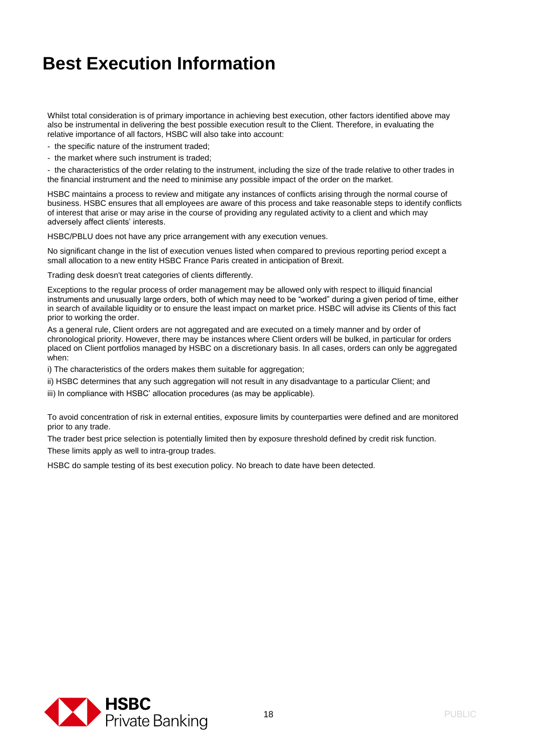# Best Execution Information

Whilst total consideration is of primary importance in achieving best execution, other factors identified above may also be instrumental in delivering the best possible execution result to the Client. Therefore, in evaluating the relative importance of all factors, HSBC will also take into account:

- the specific nature of the instrument traded;
- the market where such instrument is traded;
- the characteristics of the order relating to the instrument, including the size of the trade relative to other trades in the financial instrument and the need to minimise any possible impact of the order on the market.

HSBC maintains a process to review and mitigate any instances of conflicts arising through the normal course of business. HSBC ensures that all employees are aware of this process and take reasonable steps to identify conflicts of interest that arise or may arise in the course of providing any regulated activity to a client and which may adversely affect clients' interests.

HSBC/PBLU does not have any price arrangement with any execution venues.

No significant change in the list of execution venues listed when compared to previous reporting period except a small allocation to a new entity HSBC France Paris created in anticipation of Brexit.

Trading desk doesn't treat categories of clients differently.

Exceptions to the regular process of order management may be allowed only with respect to illiquid financial instruments and unusually large orders, both of which may need to be "worked" during a given period of time, either in search of available liquidity or to ensure the least impact on market price. HSBC will advise its Clients of this fact prior to working the order.

As a general rule, Client orders are not aggregated and are executed on a timely manner and by order of chronological priority. However, there may be instances where Client orders will be bulked, in particular for orders placed on Client portfolios managed by HSBC on a discretionary basis. In all cases, orders can only be aggregated when:

i) The characteristics of the orders makes them suitable for aggregation;

ii) HSBC determines that any such aggregation will not result in any disadvantage to a particular Client; and

iii) In compliance with HSBC' allocation procedures (as may be applicable).

To avoid concentration of risk in external entities, exposure limits by counterparties were defined and are monitored prior to any trade.

The trader best price selection is potentially limited then by exposure threshold defined by credit risk function.

These limits apply as well to intra-group trades.

HSBC do sample testing of its best execution policy. No breach to date have been detected.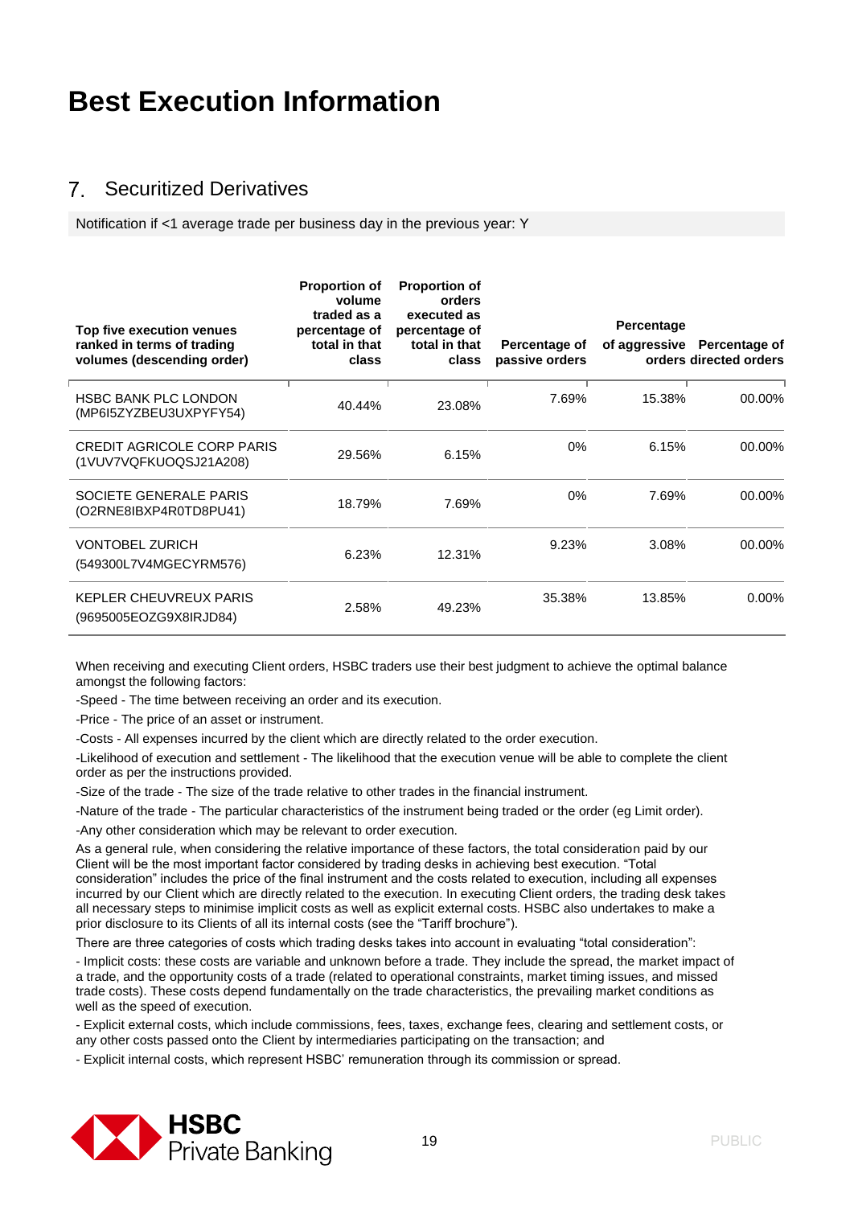# Best Execution Information

## 7. Securitized Derivatives

Notification if <1 average trade per business day in the previous year: Y

| Top five execution venues ranked in terms of trading volumes (descending order) | Proportion of volume traded as a percentage of total in that class | Proportion of orders executed as percentage of total in that class | Percentage of passive orders | Percentage of aggressive orders | Percentage of directed orders |
|---|---|---|---|---|---|
| HSBC BANK PLC LONDON (MP6I5ZYZBEU3UXPYFY54) | 40.44% | 23.08% | 7.69% | 15.38% | 00.00% |
| CREDIT AGRICOLE CORP PARIS (1VUV7VQFKUOQSJ21A208) | 29.56% | 6.15% | 0% | 6.15% | 00.00% |
| SOCIETE GENERALE PARIS (O2RNE8IBXP4R0TD8PU41) | 18.79% | 7.69% | 0% | 7.69% | 00.00% |
| VONTOBEL ZURICH (549300L7V4MGECYRM576) | 6.23% | 12.31% | 9.23% | 3.08% | 00.00% |
| KEPLER CHEUVREUX PARIS (9695005EOZG9X8IRJD84) | 2.58% | 49.23% | 35.38% | 13.85% | 0.00% |

When receiving and executing Client orders, HSBC traders use their best judgment to achieve the optimal balance amongst the following factors:

-Speed - The time between receiving an order and its execution.

-Price - The price of an asset or instrument.

-Costs - All expenses incurred by the client which are directly related to the order execution.

-Likelihood of execution and settlement - The likelihood that the execution venue will be able to complete the client order as per the instructions provided.

-Size of the trade - The size of the trade relative to other trades in the financial instrument.

-Nature of the trade - The particular characteristics of the instrument being traded or the order (eg Limit order).

-Any other consideration which may be relevant to order execution.

As a general rule, when considering the relative importance of these factors, the total consideration paid by our Client will be the most important factor considered by trading desks in achieving best execution. “Total consideration” includes the price of the final instrument and the costs related to execution, including all expenses incurred by our Client which are directly related to the execution. In executing Client orders, the trading desk takes all necessary steps to minimise implicit costs as well as explicit external costs. HSBC also undertakes to make a prior disclosure to its Clients of all its internal costs (see the “Tariff brochure”).

There are three categories of costs which trading desks takes into account in evaluating “total consideration”:

- Implicit costs: these costs are variable and unknown before a trade. They include the spread, the market impact of a trade, and the opportunity costs of a trade (related to operational constraints, market timing issues, and missed trade costs). These costs depend fundamentally on the trade characteristics, the prevailing market conditions as well as the speed of execution.

- Explicit external costs, which include commissions, fees, taxes, exchange fees, clearing and settlement costs, or any other costs passed onto the Client by intermediaries participating on the transaction; and

- Explicit internal costs, which represent HSBC’ remuneration through its commission or spread.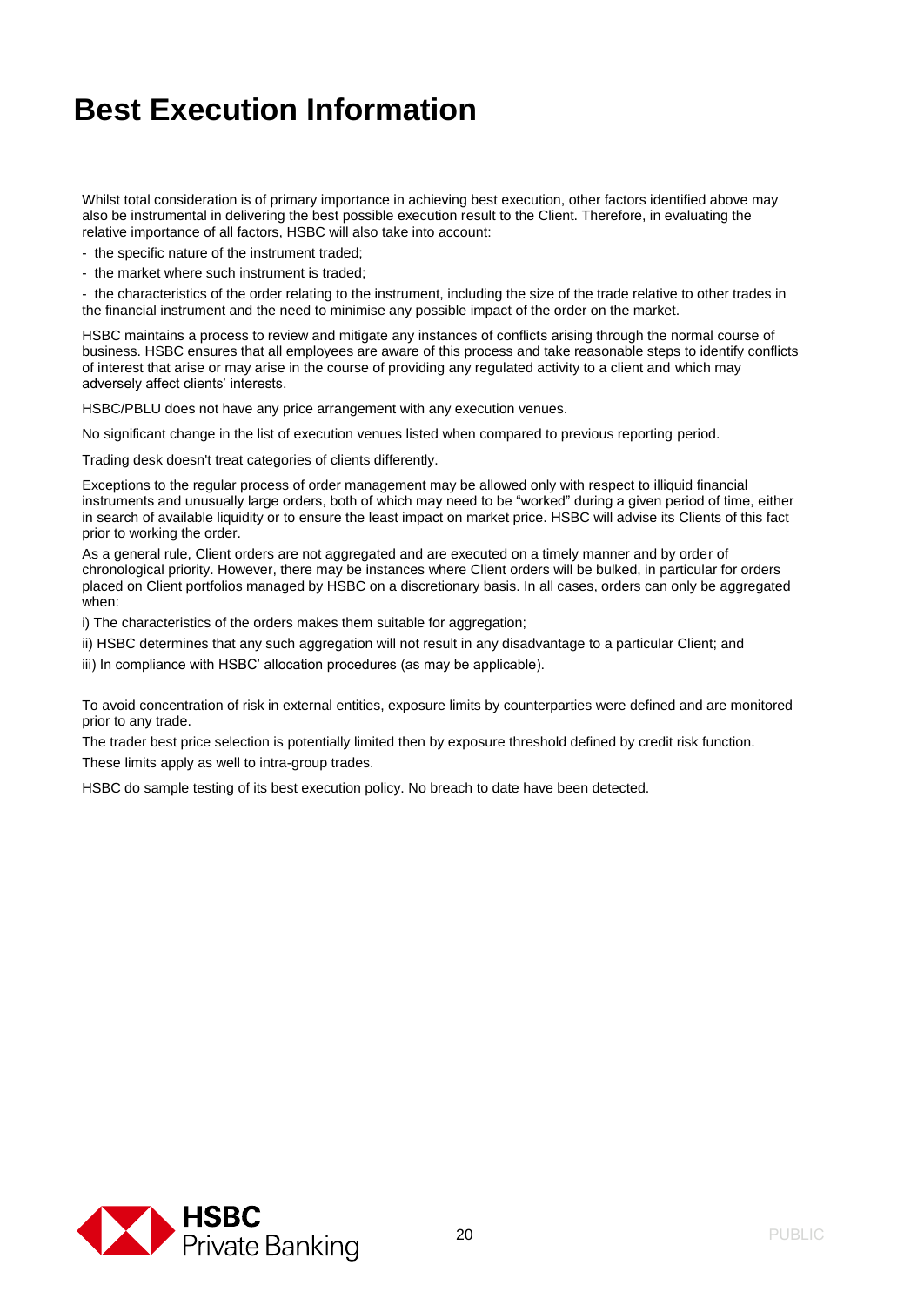# Best Execution Information

Whilst total consideration is of primary importance in achieving best execution, other factors identified above may also be instrumental in delivering the best possible execution result to the Client. Therefore, in evaluating the relative importance of all factors, HSBC will also take into account:

- the specific nature of the instrument traded;
- the market where such instrument is traded;
- the characteristics of the order relating to the instrument, including the size of the trade relative to other trades in the financial instrument and the need to minimise any possible impact of the order on the market.

HSBC maintains a process to review and mitigate any instances of conflicts arising through the normal course of business. HSBC ensures that all employees are aware of this process and take reasonable steps to identify conflicts of interest that arise or may arise in the course of providing any regulated activity to a client and which may adversely affect clients' interests.

HSBC/PBLU does not have any price arrangement with any execution venues.

No significant change in the list of execution venues listed when compared to previous reporting period.

Trading desk doesn't treat categories of clients differently.

Exceptions to the regular process of order management may be allowed only with respect to illiquid financial instruments and unusually large orders, both of which may need to be "worked" during a given period of time, either in search of available liquidity or to ensure the least impact on market price. HSBC will advise its Clients of this fact prior to working the order.

As a general rule, Client orders are not aggregated and are executed on a timely manner and by order of chronological priority. However, there may be instances where Client orders will be bulked, in particular for orders placed on Client portfolios managed by HSBC on a discretionary basis. In all cases, orders can only be aggregated when:

i) The characteristics of the orders makes them suitable for aggregation;

ii) HSBC determines that any such aggregation will not result in any disadvantage to a particular Client; and

iii) In compliance with HSBC' allocation procedures (as may be applicable).

To avoid concentration of risk in external entities, exposure limits by counterparties were defined and are monitored prior to any trade.

The trader best price selection is potentially limited then by exposure threshold defined by credit risk function.

These limits apply as well to intra-group trades.

HSBC do sample testing of its best execution policy. No breach to date have been detected.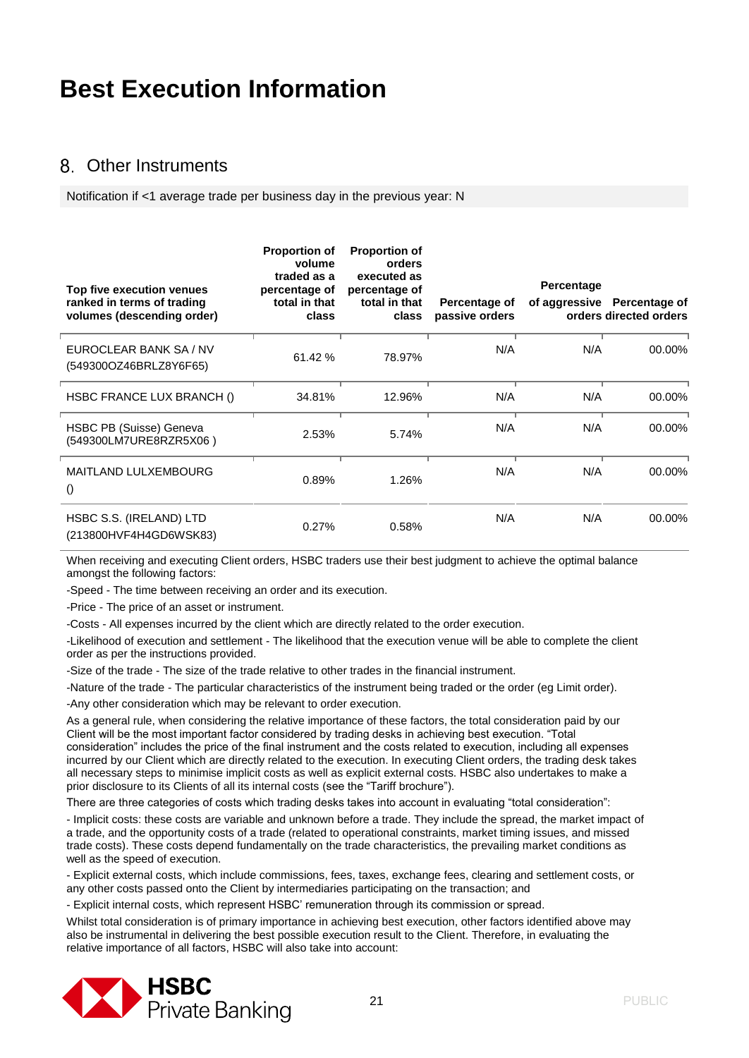# Best Execution Information

## 8. Other Instruments

Notification if <1 average trade per business day in the previous year: N

| Top five execution venues ranked in terms of trading volumes (descending order) | Proportion of volume traded as a percentage of total in that class | Proportion of orders executed as percentage of total in that class | Percentage of passive orders | Percentage of aggressive orders | Percentage of directed orders |
|---|---|---|---|---|---|
| EUROCLEAR BANK SA / NV (549300OZ46BRLZ8Y6F65) | 61.42 % | 78.97% | N/A | N/A | 00.00% |
| HSBC FRANCE LUX BRANCH () | 34.81% | 12.96% | N/A | N/A | 00.00% |
| HSBC PB (Suisse) Geneva (549300LM7URE8RZR5X06 ) | 2.53% | 5.74% | N/A | N/A | 00.00% |
| MAITLAND LULXEMBOURG () | 0.89% | 1.26% | N/A | N/A | 00.00% |
| HSBC S.S. (IRELAND) LTD (213800HVF4H4GD6WSK83) | 0.27% | 0.58% | N/A | N/A | 00.00% |

When receiving and executing Client orders, HSBC traders use their best judgment to achieve the optimal balance amongst the following factors:

-Speed - The time between receiving an order and its execution.

-Price - The price of an asset or instrument.

-Costs - All expenses incurred by the client which are directly related to the order execution.

-Likelihood of execution and settlement - The likelihood that the execution venue will be able to complete the client order as per the instructions provided.

-Size of the trade - The size of the trade relative to other trades in the financial instrument.

-Nature of the trade - The particular characteristics of the instrument being traded or the order (eg Limit order).

-Any other consideration which may be relevant to order execution.

As a general rule, when considering the relative importance of these factors, the total consideration paid by our Client will be the most important factor considered by trading desks in achieving best execution. "Total consideration" includes the price of the final instrument and the costs related to execution, including all expenses incurred by our Client which are directly related to the execution. In executing Client orders, the trading desk takes all necessary steps to minimise implicit costs as well as explicit external costs. HSBC also undertakes to make a prior disclosure to its Clients of all its internal costs (see the "Tariff brochure").

There are three categories of costs which trading desks takes into account in evaluating "total consideration":

- Implicit costs: these costs are variable and unknown before a trade. They include the spread, the market impact of a trade, and the opportunity costs of a trade (related to operational constraints, market timing issues, and missed trade costs). These costs depend fundamentally on the trade characteristics, the prevailing market conditions as well as the speed of execution.

- Explicit external costs, which include commissions, fees, taxes, exchange fees, clearing and settlement costs, or any other costs passed onto the Client by intermediaries participating on the transaction; and

- Explicit internal costs, which represent HSBC' remuneration through its commission or spread.

Whilst total consideration is of primary importance in achieving best execution, other factors identified above may also be instrumental in delivering the best possible execution result to the Client. Therefore, in evaluating the relative importance of all factors, HSBC will also take into account: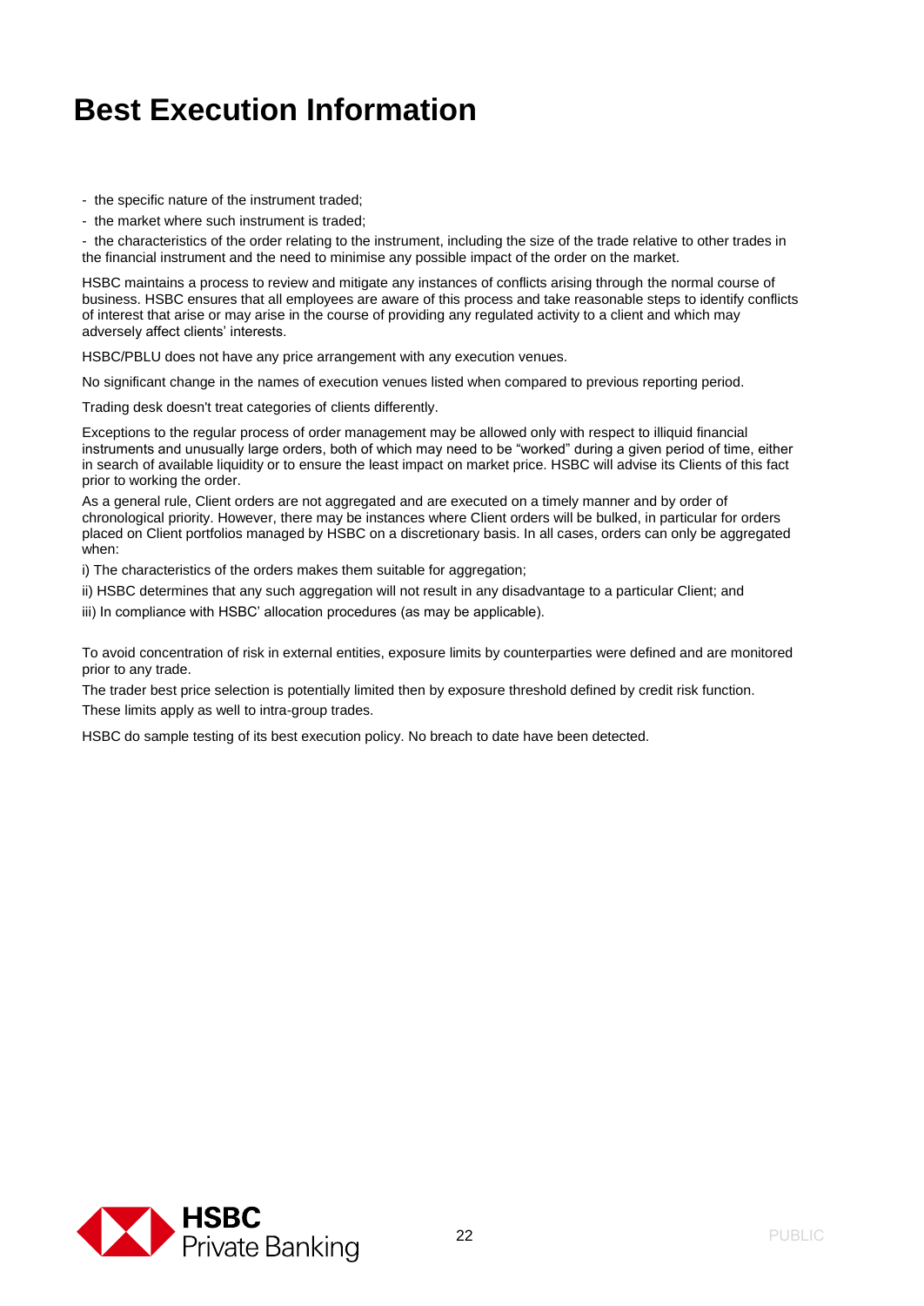# Best Execution Information

- the specific nature of the instrument traded;
- the market where such instrument is traded;
- the characteristics of the order relating to the instrument, including the size of the trade relative to other trades in the financial instrument and the need to minimise any possible impact of the order on the market.

HSBC maintains a process to review and mitigate any instances of conflicts arising through the normal course of business. HSBC ensures that all employees are aware of this process and take reasonable steps to identify conflicts of interest that arise or may arise in the course of providing any regulated activity to a client and which may adversely affect clients' interests.

HSBC/PBLU does not have any price arrangement with any execution venues.

No significant change in the names of execution venues listed when compared to previous reporting period.

Trading desk doesn't treat categories of clients differently.

Exceptions to the regular process of order management may be allowed only with respect to illiquid financial instruments and unusually large orders, both of which may need to be "worked" during a given period of time, either in search of available liquidity or to ensure the least impact on market price. HSBC will advise its Clients of this fact prior to working the order.

As a general rule, Client orders are not aggregated and are executed on a timely manner and by order of chronological priority. However, there may be instances where Client orders will be bulked, in particular for orders placed on Client portfolios managed by HSBC on a discretionary basis. In all cases, orders can only be aggregated when:

i) The characteristics of the orders makes them suitable for aggregation;

ii) HSBC determines that any such aggregation will not result in any disadvantage to a particular Client; and

iii) In compliance with HSBC' allocation procedures (as may be applicable).

To avoid concentration of risk in external entities, exposure limits by counterparties were defined and are monitored prior to any trade.

The trader best price selection is potentially limited then by exposure threshold defined by credit risk function.

These limits apply as well to intra-group trades.

HSBC do sample testing of its best execution policy. No breach to date have been detected.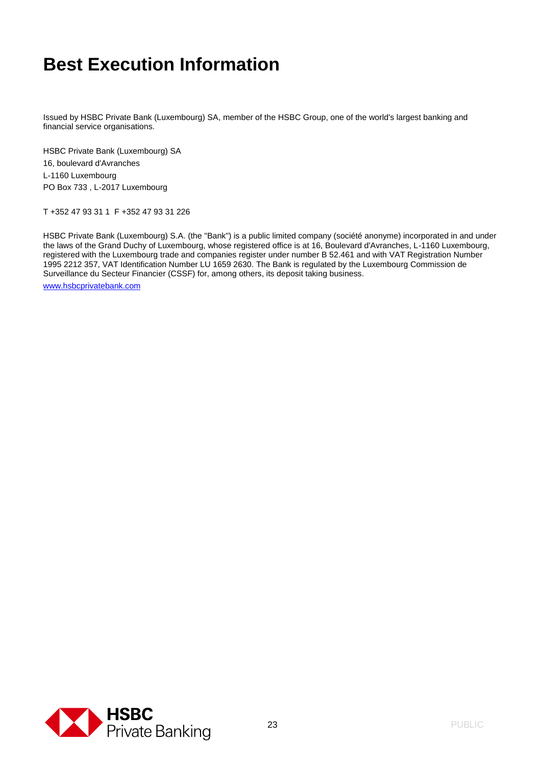# Best Execution Information

Issued by HSBC Private Bank (Luxembourg) SA, member of the HSBC Group, one of the world's largest banking and financial service organisations.

HSBC Private Bank (Luxembourg) SA
16, boulevard d'Avranches
L-1160 Luxembourg
PO Box 733 , L-2017 Luxembourg

T +352 47 93 31 1 F +352 47 93 31 226

HSBC Private Bank (Luxembourg) S.A. (the "Bank") is a public limited company (société anonyme) incorporated in and under the laws of the Grand Duchy of Luxembourg, whose registered office is at 16, Boulevard d'Avranches, L-1160 Luxembourg, registered with the Luxembourg trade and companies register under number B 52.461 and with VAT Registration Number 1995 2212 357, VAT Identification Number LU 1659 2630. The Bank is regulated by the Luxembourg Commission de Surveillance du Secteur Financier (CSSF) for, among others, its deposit taking business.

www.hsbcprivatebank.com